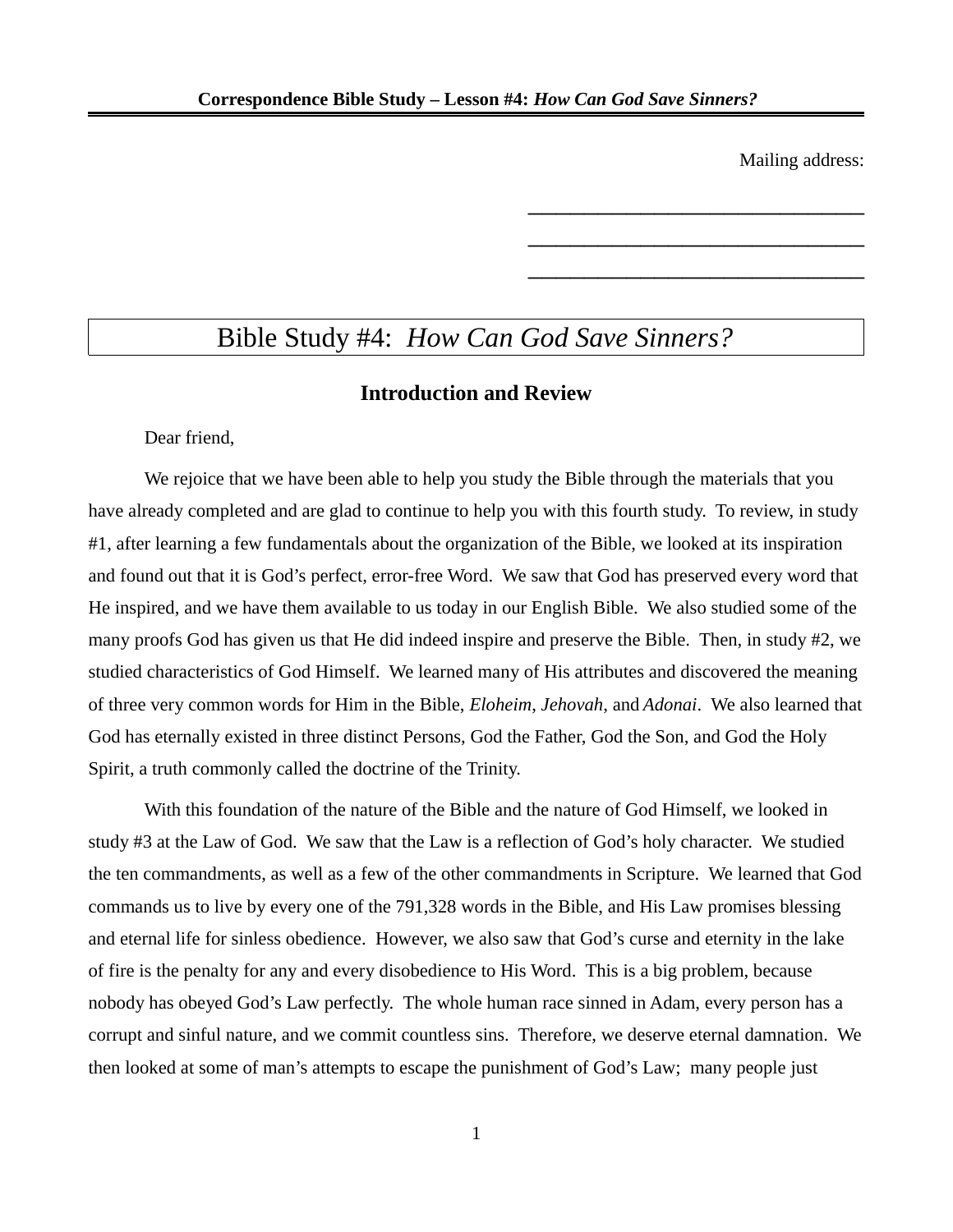Mailing address:

\_\_\_\_\_\_\_\_\_\_\_\_\_\_\_\_\_\_\_\_\_\_\_\_\_\_\_\_\_\_\_\_\_\_

\_\_\_\_\_\_\_\_\_\_\_\_\_\_\_\_\_\_\_\_\_\_\_\_\_\_\_\_\_\_\_\_\_\_

\_\_\_\_\_\_\_\_\_\_\_\_\_\_\_\_\_\_\_\_\_\_\_\_\_\_\_\_\_\_\_\_\_\_

# Bible Study #4: *How Can God Save Sinners?*

## Introduction and Review

Dear friend,

We rejoice that we have been able to help you study the Bible through the materials that you have already completed and are glad to continue to help you with this fourth study. To review, in study #1, after learning a few fundamentals about the organization of the Bible, we looked at its inspiration and found out that it is God's perfect, error-free Word. We saw that God has preserved every word that He inspired, and we have them available to us today in our English Bible. We also studied some of the many proofs God has given us that He did indeed inspire and preserve the Bible. Then, in study #2, we studied characteristics of God Himself. We learned many of His attributes and discovered the meaning of three very common words for Him in the Bible, *Eloheim*, *Jehovah*, and *Adonai*. We also learned that God has eternally existed in three distinct Persons, God the Father, God the Son, and God the Holy Spirit, a truth commonly called the doctrine of the Trinity.

With this foundation of the nature of the Bible and the nature of God Himself, we looked in study #3 at the Law of God. We saw that the Law is a reflection of God's holy character. We studied the ten commandments, as well as a few of the other commandments in Scripture. We learned that God commands us to live by every one of the 791,328 words in the Bible, and His Law promises blessing and eternal life for sinless obedience. However, we also saw that God's curse and eternity in the lake of fire is the penalty for any and every disobedience to His Word. This is a big problem, because nobody has obeyed God's Law perfectly. The whole human race sinned in Adam, every person has a corrupt and sinful nature, and we commit countless sins. Therefore, we deserve eternal damnation. We then looked at some of man's attempts to escape the punishment of God's Law; many people just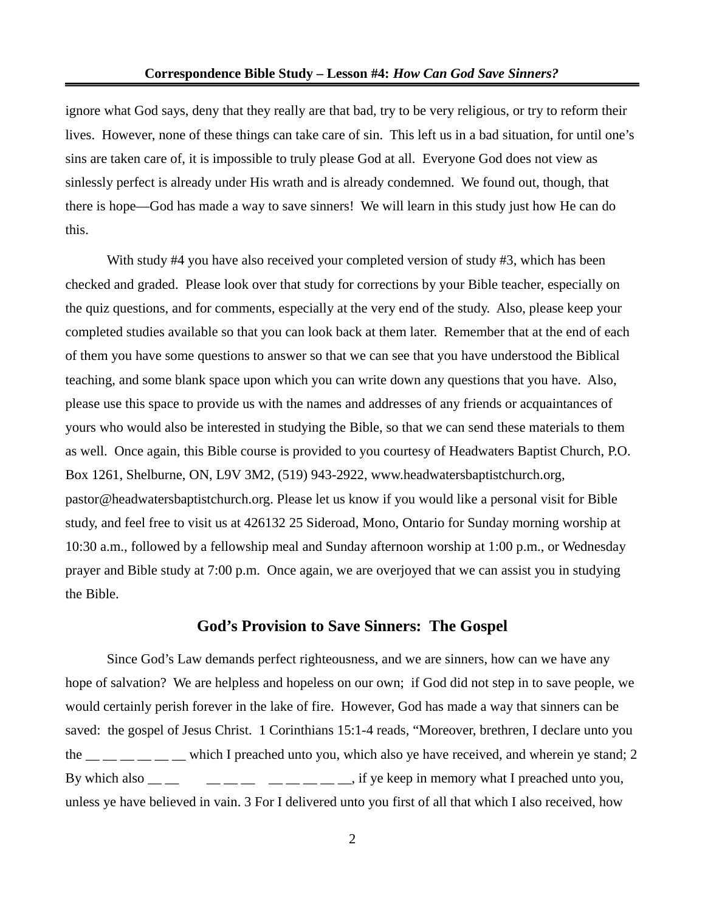ignore what God says, deny that they really are that bad, try to be very religious, or try to reform their lives. However, none of these things can take care of sin. This left us in a bad situation, for until one's sins are taken care of, it is impossible to truly please God at all. Everyone God does not view as sinlessly perfect is already under His wrath and is already condemned. We found out, though, that there is hope—God has made a way to save sinners! We will learn in this study just how He can do this.

With study #4 you have also received your completed version of study #3, which has been checked and graded. Please look over that study for corrections by your Bible teacher, especially on the quiz questions, and for comments, especially at the very end of the study. Also, please keep your completed studies available so that you can look back at them later. Remember that at the end of each of them you have some questions to answer so that we can see that you have understood the Biblical teaching, and some blank space upon which you can write down any questions that you have. Also, please use this space to provide us with the names and addresses of any friends or acquaintances of yours who would also be interested in studying the Bible, so that we can send these materials to them as well. Once again, this Bible course is provided to you courtesy of Headwaters Baptist Church, P.O. Box 1261, Shelburne, ON, L9V 3M2, (519) 943-2922, www.headwatersbaptistchurch.org, pastor@headwatersbaptistchurch.org. Please let us know if you would like a personal visit for Bible study, and feel free to visit us at 426132 25 Sideroad, Mono, Ontario for Sunday morning worship at 10:30 a.m., followed by a fellowship meal and Sunday afternoon worship at 1:00 p.m., or Wednesday prayer and Bible study at 7:00 p.m. Once again, we are overjoyed that we can assist you in studying the Bible.

## God's Provision to Save Sinners: The Gospel

Since God's Law demands perfect righteousness, and we are sinners, how can we have any hope of salvation? We are helpless and hopeless on our own; if God did not step in to save people, we would certainly perish forever in the lake of fire. However, God has made a way that sinners can be saved: the gospel of Jesus Christ. 1 Corinthians 15:1-4 reads, "Moreover, brethren, I declare unto you the __ __ __ __ __ __ which I preached unto you, which also ye have received, and wherein ye stand; 2 By which also __ __ __ __ __ __ __ __ __ __ __, if ye keep in memory what I preached unto you, unless ye have believed in vain. 3 For I delivered unto you first of all that which I also received, how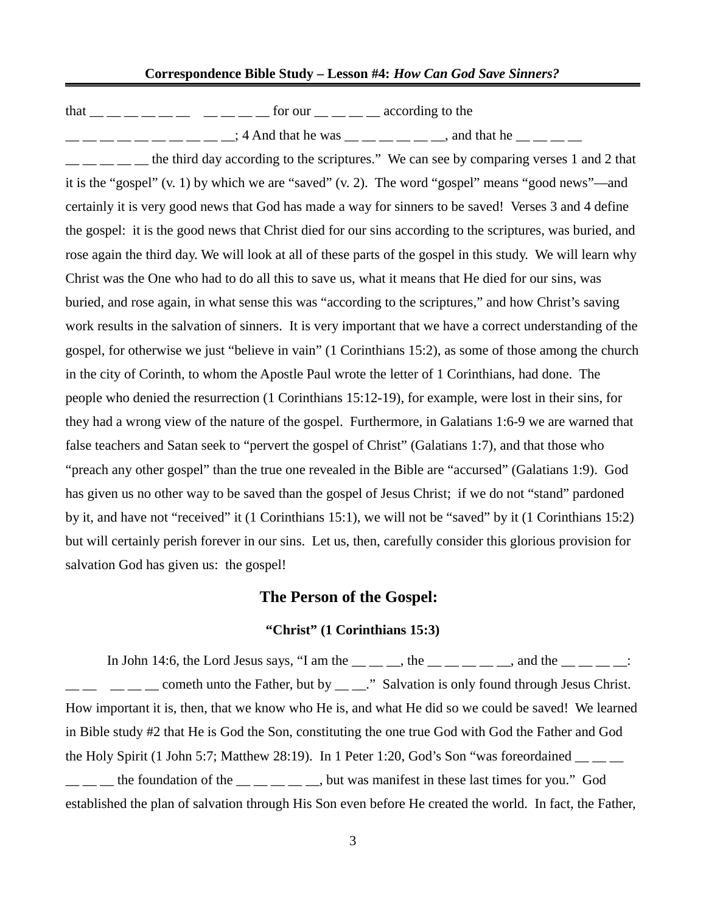that __ __ __ __ __ __   __ __ __ __ for our __ __ __ __ according to the __ __ __ __ __ __ __ __ __ __; 4 And that he was __ __ __ __ __ __, and that he __ __ __ __ __ __ __ __ __ the third day according to the scriptures." We can see by comparing verses 1 and 2 that it is the "gospel" (v. 1) by which we are "saved" (v. 2). The word "gospel" means "good news"—and certainly it is very good news that God has made a way for sinners to be saved! Verses 3 and 4 define the gospel: it is the good news that Christ died for our sins according to the scriptures, was buried, and rose again the third day. We will look at all of these parts of the gospel in this study. We will learn why Christ was the One who had to do all this to save us, what it means that He died for our sins, was buried, and rose again, in what sense this was "according to the scriptures," and how Christ's saving work results in the salvation of sinners. It is very important that we have a correct understanding of the gospel, for otherwise we just "believe in vain" (1 Corinthians 15:2), as some of those among the church in the city of Corinth, to whom the Apostle Paul wrote the letter of 1 Corinthians, had done. The people who denied the resurrection (1 Corinthians 15:12-19), for example, were lost in their sins, for they had a wrong view of the nature of the gospel. Furthermore, in Galatians 1:6-9 we are warned that false teachers and Satan seek to "pervert the gospel of Christ" (Galatians 1:7), and that those who "preach any other gospel" than the true one revealed in the Bible are "accursed" (Galatians 1:9). God has given us no other way to be saved than the gospel of Jesus Christ; if we do not "stand" pardoned by it, and have not "received" it (1 Corinthians 15:1), we will not be "saved" by it (1 Corinthians 15:2) but will certainly perish forever in our sins. Let us, then, carefully consider this glorious provision for salvation God has given us: the gospel!

## The Person of the Gospel:

### "Christ" (1 Corinthians 15:3)

In John 14:6, the Lord Jesus says, "I am the __ __ __, the __ __ __ __ __, and the __ __ __ __: __ __   __ __ __ cometh unto the Father, but by __ __." Salvation is only found through Jesus Christ. How important it is, then, that we know who He is, and what He did so we could be saved! We learned in Bible study #2 that He is God the Son, constituting the one true God with God the Father and God the Holy Spirit (1 John 5:7; Matthew 28:19). In 1 Peter 1:20, God's Son "was foreordained __ __ __ __ __ __ the foundation of the __ __ __ __ __, but was manifest in these last times for you." God established the plan of salvation through His Son even before He created the world. In fact, the Father,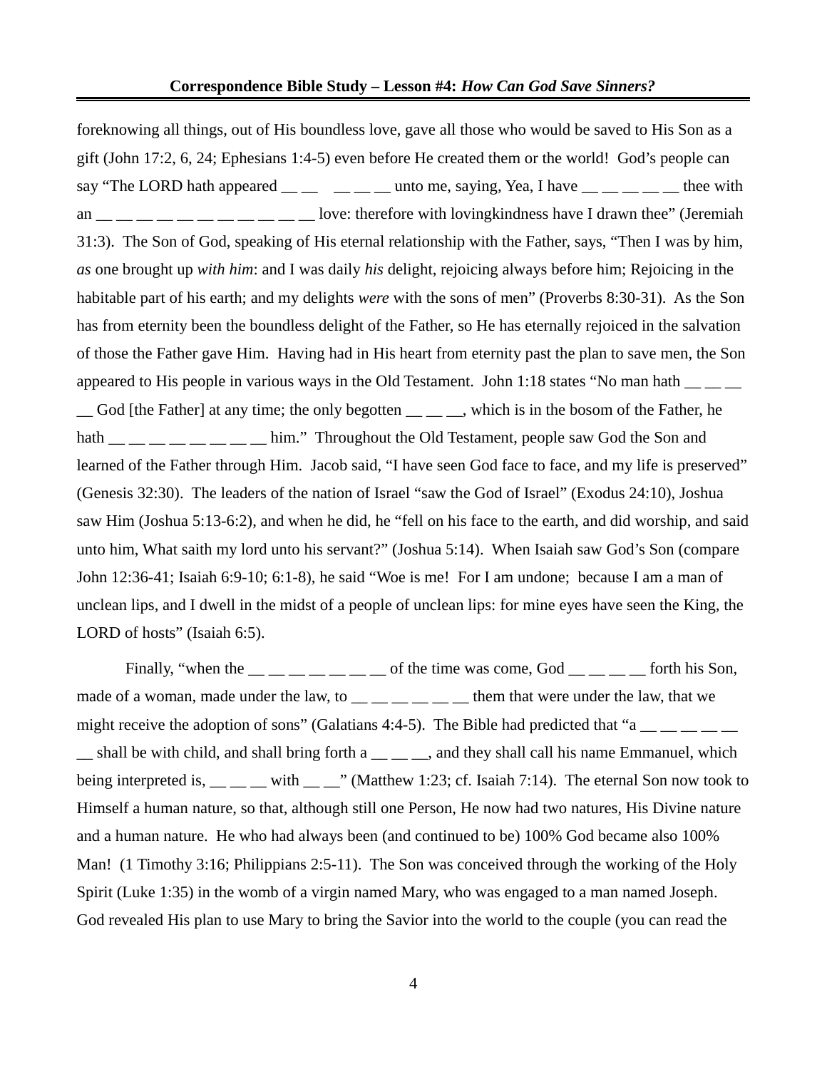foreknowing all things, out of His boundless love, gave all those who would be saved to His Son as a gift (John 17:2, 6, 24; Ephesians 1:4-5) even before He created them or the world! God's people can say "The LORD hath appeared __ __ __ __ __ unto me, saying, Yea, I have __ __ __ __ __ thee with an __ __ __ __ __ __ __ __ __ __ __ love: therefore with lovingkindness have I drawn thee" (Jeremiah 31:3). The Son of God, speaking of His eternal relationship with the Father, says, "Then I was by him, *as* one brought up *with him*: and I was daily *his* delight, rejoicing always before him; Rejoicing in the habitable part of his earth; and my delights *were* with the sons of men" (Proverbs 8:30-31). As the Son has from eternity been the boundless delight of the Father, so He has eternally rejoiced in the salvation of those the Father gave Him. Having had in His heart from eternity past the plan to save men, the Son appeared to His people in various ways in the Old Testament. John 1:18 states "No man hath __ __ __ __ God [the Father] at any time; the only begotten __ __ __, which is in the bosom of the Father, he hath __ __ __ __ __ __ __ __ him." Throughout the Old Testament, people saw God the Son and learned of the Father through Him. Jacob said, "I have seen God face to face, and my life is preserved" (Genesis 32:30). The leaders of the nation of Israel "saw the God of Israel" (Exodus 24:10), Joshua saw Him (Joshua 5:13-6:2), and when he did, he "fell on his face to the earth, and did worship, and said unto him, What saith my lord unto his servant?" (Joshua 5:14). When Isaiah saw God's Son (compare John 12:36-41; Isaiah 6:9-10; 6:1-8), he said "Woe is me! For I am undone; because I am a man of unclean lips, and I dwell in the midst of a people of unclean lips: for mine eyes have seen the King, the LORD of hosts" (Isaiah 6:5).

Finally, "when the __ __ __ __ __ __ __ of the time was come, God __ __ __ __ forth his Son, made of a woman, made under the law, to __ __ __ __ __ __ them that were under the law, that we might receive the adoption of sons" (Galatians 4:4-5). The Bible had predicted that "a __ __ __ __ __ __ shall be with child, and shall bring forth a __ __ __, and they shall call his name Emmanuel, which being interpreted is, __ __ __ with __ __" (Matthew 1:23; cf. Isaiah 7:14). The eternal Son now took to Himself a human nature, so that, although still one Person, He now had two natures, His Divine nature and a human nature. He who had always been (and continued to be) 100% God became also 100% Man! (1 Timothy 3:16; Philippians 2:5-11). The Son was conceived through the working of the Holy Spirit (Luke 1:35) in the womb of a virgin named Mary, who was engaged to a man named Joseph. God revealed His plan to use Mary to bring the Savior into the world to the couple (you can read the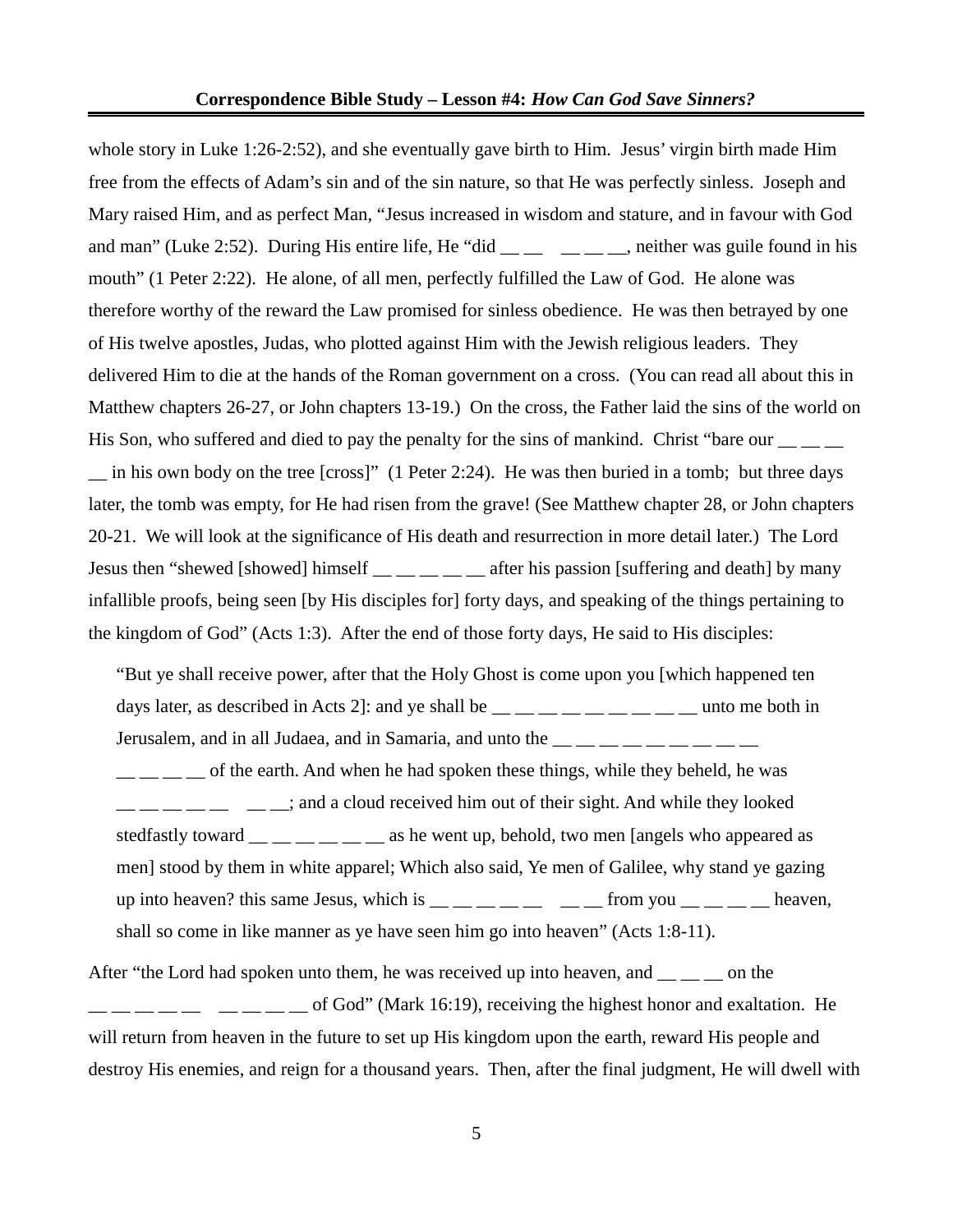whole story in Luke 1:26-2:52), and she eventually gave birth to Him. Jesus' virgin birth made Him free from the effects of Adam's sin and of the sin nature, so that He was perfectly sinless. Joseph and Mary raised Him, and as perfect Man, "Jesus increased in wisdom and stature, and in favour with God and man" (Luke 2:52). During His entire life, He "did __ __ __ __ __, neither was guile found in his mouth" (1 Peter 2:22). He alone, of all men, perfectly fulfilled the Law of God. He alone was therefore worthy of the reward the Law promised for sinless obedience. He was then betrayed by one of His twelve apostles, Judas, who plotted against Him with the Jewish religious leaders. They delivered Him to die at the hands of the Roman government on a cross. (You can read all about this in Matthew chapters 26-27, or John chapters 13-19.) On the cross, the Father laid the sins of the world on His Son, who suffered and died to pay the penalty for the sins of mankind. Christ "bare our __ __ __ __ in his own body on the tree [cross]" (1 Peter 2:24). He was then buried in a tomb; but three days later, the tomb was empty, for He had risen from the grave! (See Matthew chapter 28, or John chapters 20-21. We will look at the significance of His death and resurrection in more detail later.) The Lord Jesus then "shewed [showed] himself __ __ __ __ __ after his passion [suffering and death] by many infallible proofs, being seen [by His disciples for] forty days, and speaking of the things pertaining to the kingdom of God" (Acts 1:3). After the end of those forty days, He said to His disciples:

> "But ye shall receive power, after that the Holy Ghost is come upon you [which happened ten days later, as described in Acts 2]: and ye shall be __ __ __ __ __ __ __ __ __ unto me both in Jerusalem, and in all Judaea, and in Samaria, and unto the __ __ __ __ __ __ __ __ __ __ __ __ __ of the earth. And when he had spoken these things, while they beheld, he was __ __ __ __ __ __ __; and a cloud received him out of their sight. And while they looked stedfastly toward __ __ __ __ __ __ as he went up, behold, two men [angels who appeared as men] stood by them in white apparel; Which also said, Ye men of Galilee, why stand ye gazing up into heaven? this same Jesus, which is __ __ __ __ __ __ __ from you __ __ __ __ heaven, shall so come in like manner as ye have seen him go into heaven" (Acts 1:8-11).

After "the Lord had spoken unto them, he was received up into heaven, and __ __ __ on the __ __ __ __ __ __ __ __ __ of God" (Mark 16:19), receiving the highest honor and exaltation. He will return from heaven in the future to set up His kingdom upon the earth, reward His people and destroy His enemies, and reign for a thousand years. Then, after the final judgment, He will dwell with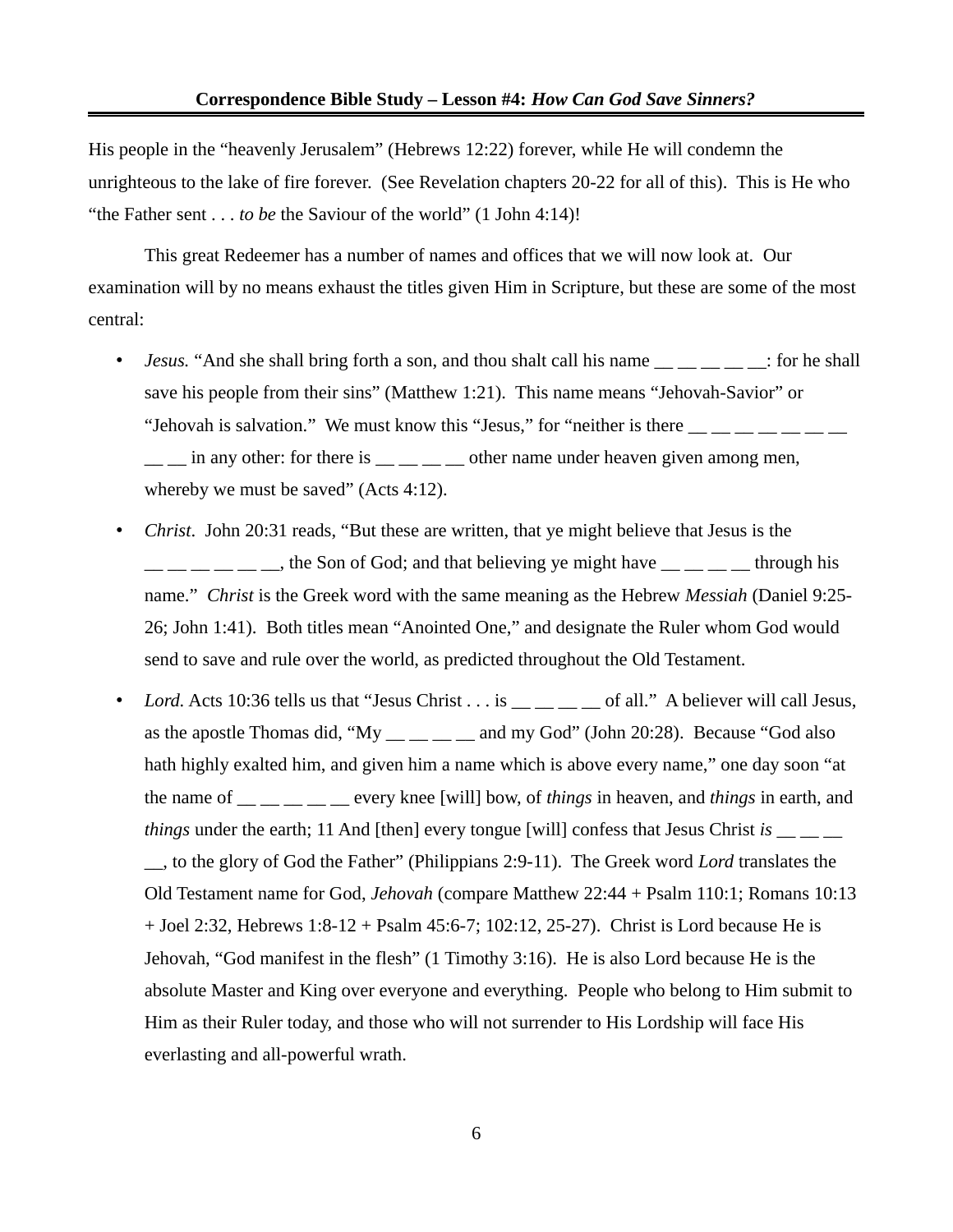His people in the "heavenly Jerusalem" (Hebrews 12:22) forever, while He will condemn the unrighteous to the lake of fire forever. (See Revelation chapters 20-22 for all of this). This is He who "the Father sent . . . *to be* the Saviour of the world" (1 John 4:14)!

This great Redeemer has a number of names and offices that we will now look at. Our examination will by no means exhaust the titles given Him in Scripture, but these are some of the most central:

- *Jesus.* "And she shall bring forth a son, and thou shalt call his name __ __ __ __ __: for he shall save his people from their sins" (Matthew 1:21). This name means "Jehovah-Savior" or "Jehovah is salvation." We must know this "Jesus," for "neither is there __ __ __ __ __ __ __ __ __ in any other: for there is __ __ __ __ other name under heaven given among men, whereby we must be saved" (Acts 4:12).
- *Christ*. John 20:31 reads, "But these are written, that ye might believe that Jesus is the __ __ __ __ __ __, the Son of God; and that believing ye might have __ __ __ __ through his name." *Christ* is the Greek word with the same meaning as the Hebrew *Messiah* (Daniel 9:25-26; John 1:41). Both titles mean "Anointed One," and designate the Ruler whom God would send to save and rule over the world, as predicted throughout the Old Testament.
- *Lord.* Acts 10:36 tells us that "Jesus Christ . . . is __ __ __ __ of all." A believer will call Jesus, as the apostle Thomas did, "My __ __ __ __ and my God" (John 20:28). Because "God also hath highly exalted him, and given him a name which is above every name," one day soon "at the name of __ __ __ __ __ every knee [will] bow, of *things* in heaven, and *things* in earth, and *things* under the earth; 11 And [then] every tongue [will] confess that Jesus Christ *is* __ __ __ __, to the glory of God the Father" (Philippians 2:9-11). The Greek word *Lord* translates the Old Testament name for God, *Jehovah* (compare Matthew 22:44 + Psalm 110:1; Romans 10:13 + Joel 2:32, Hebrews 1:8-12 + Psalm 45:6-7; 102:12, 25-27). Christ is Lord because He is Jehovah, "God manifest in the flesh" (1 Timothy 3:16). He is also Lord because He is the absolute Master and King over everyone and everything. People who belong to Him submit to Him as their Ruler today, and those who will not surrender to His Lordship will face His everlasting and all-powerful wrath.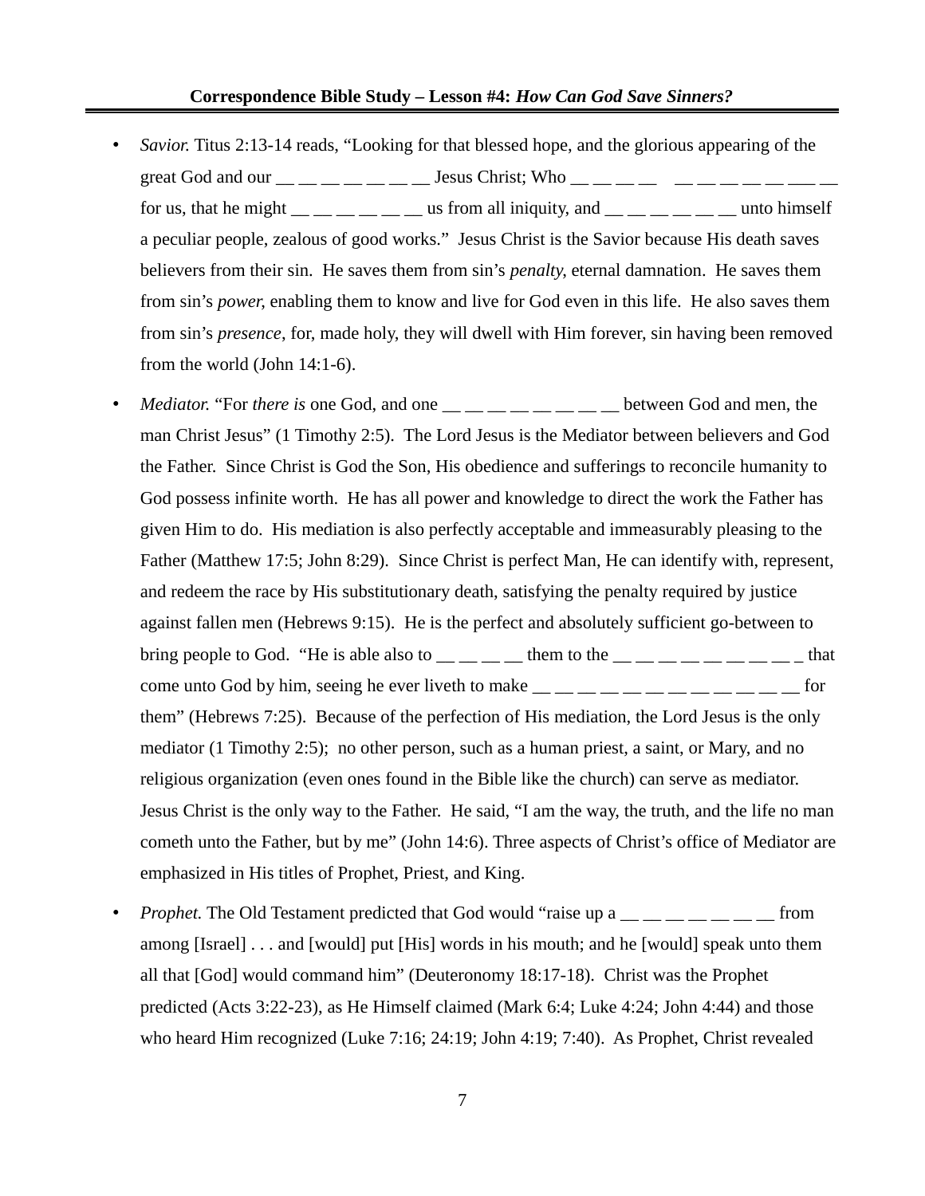- *Savior.* Titus 2:13-14 reads, "Looking for that blessed hope, and the glorious appearing of the great God and our __ __ __ __ __ __ __ Jesus Christ; Who __ __ __ __   __ __ __ __ __ __ ___ __ for us, that he might __ __ __ __ __ __ us from all iniquity, and __ __ __ __ __ __ unto himself a peculiar people, zealous of good works." Jesus Christ is the Savior because His death saves believers from their sin. He saves them from sin's *penalty*, eternal damnation. He saves them from sin's *power*, enabling them to know and live for God even in this life. He also saves them from sin's *presence*, for, made holy, they will dwell with Him forever, sin having been removed from the world (John 14:1-6).

- *Mediator.* "For *there is* one God, and one __ __ __ __ __ __ __ __ between God and men, the man Christ Jesus" (1 Timothy 2:5). The Lord Jesus is the Mediator between believers and God the Father. Since Christ is God the Son, His obedience and sufferings to reconcile humanity to God possess infinite worth. He has all power and knowledge to direct the work the Father has given Him to do. His mediation is also perfectly acceptable and immeasurably pleasing to the Father (Matthew 17:5; John 8:29). Since Christ is perfect Man, He can identify with, represent, and redeem the race by His substitutionary death, satisfying the penalty required by justice against fallen men (Hebrews 9:15). He is the perfect and absolutely sufficient go-between to bring people to God. "He is able also to __ __ __ __ them to the __ __ __ __ __ __ __ __ __ _ that come unto God by him, seeing he ever liveth to make __ __ __ __ __ __ __ __ __ __ __ __ for them" (Hebrews 7:25). Because of the perfection of His mediation, the Lord Jesus is the only mediator (1 Timothy 2:5); no other person, such as a human priest, a saint, or Mary, and no religious organization (even ones found in the Bible like the church) can serve as mediator. Jesus Christ is the only way to the Father. He said, "I am the way, the truth, and the life no man cometh unto the Father, but by me" (John 14:6). Three aspects of Christ's office of Mediator are emphasized in His titles of Prophet, Priest, and King.

- *Prophet.* The Old Testament predicted that God would "raise up a __ __ __ __ __ __ __ from among [Israel] . . . and [would] put [His] words in his mouth; and he [would] speak unto them all that [God] would command him" (Deuteronomy 18:17-18). Christ was the Prophet predicted (Acts 3:22-23), as He Himself claimed (Mark 6:4; Luke 4:24; John 4:44) and those who heard Him recognized (Luke 7:16; 24:19; John 4:19; 7:40). As Prophet, Christ revealed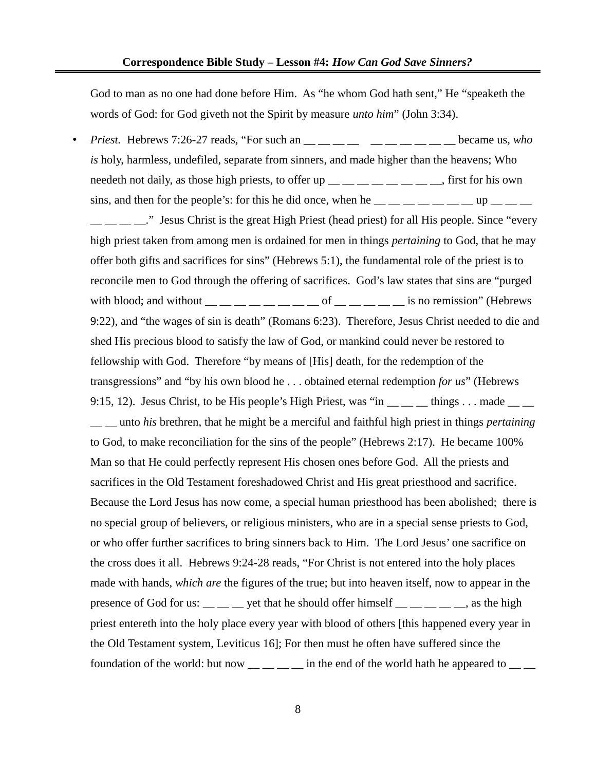God to man as no one had done before Him. As "he whom God hath sent," He "speaketh the words of God: for God giveth not the Spirit by measure *unto him*" (John 3:34).

- *Priest.* Hebrews 7:26-27 reads, "For such an __ __ __ __ __ __ __ __ __ __ __ became us, *who is* holy, harmless, undefiled, separate from sinners, and made higher than the heavens; Who needeth not daily, as those high priests, to offer up __ __ __ __ __ __ __ __, first for his own sins, and then for the people's: for this he did once, when he __ __ __ __ __ __ __ up __ __ __ __ __ __ __." Jesus Christ is the great High Priest (head priest) for all His people. Since "every high priest taken from among men is ordained for men in things *pertaining* to God, that he may offer both gifts and sacrifices for sins" (Hebrews 5:1), the fundamental role of the priest is to reconcile men to God through the offering of sacrifices. God's law states that sins are "purged with blood; and without __ __ __ __ __ __ __ __ of __ __ __ __ __ is no remission" (Hebrews 9:22), and "the wages of sin is death" (Romans 6:23). Therefore, Jesus Christ needed to die and shed His precious blood to satisfy the law of God, or mankind could never be restored to fellowship with God. Therefore "by means of [His] death, for the redemption of the transgressions" and "by his own blood he . . . obtained eternal redemption *for us*" (Hebrews 9:15, 12). Jesus Christ, to be His people's High Priest, was "in __ __ __ things . . . made __ __ __ __ unto *his* brethren, that he might be a merciful and faithful high priest in things *pertaining* to God, to make reconciliation for the sins of the people" (Hebrews 2:17). He became 100% Man so that He could perfectly represent His chosen ones before God. All the priests and sacrifices in the Old Testament foreshadowed Christ and His great priesthood and sacrifice. Because the Lord Jesus has now come, a special human priesthood has been abolished; there is no special group of believers, or religious ministers, who are in a special sense priests to God, or who offer further sacrifices to bring sinners back to Him. The Lord Jesus' one sacrifice on the cross does it all. Hebrews 9:24-28 reads, "For Christ is not entered into the holy places made with hands, *which are* the figures of the true; but into heaven itself, now to appear in the presence of God for us: __ __ __ yet that he should offer himself __ __ __ __ __, as the high priest entereth into the holy place every year with blood of others [this happened every year in the Old Testament system, Leviticus 16]; For then must he often have suffered since the foundation of the world: but now __ __ __ __ in the end of the world hath he appeared to __ __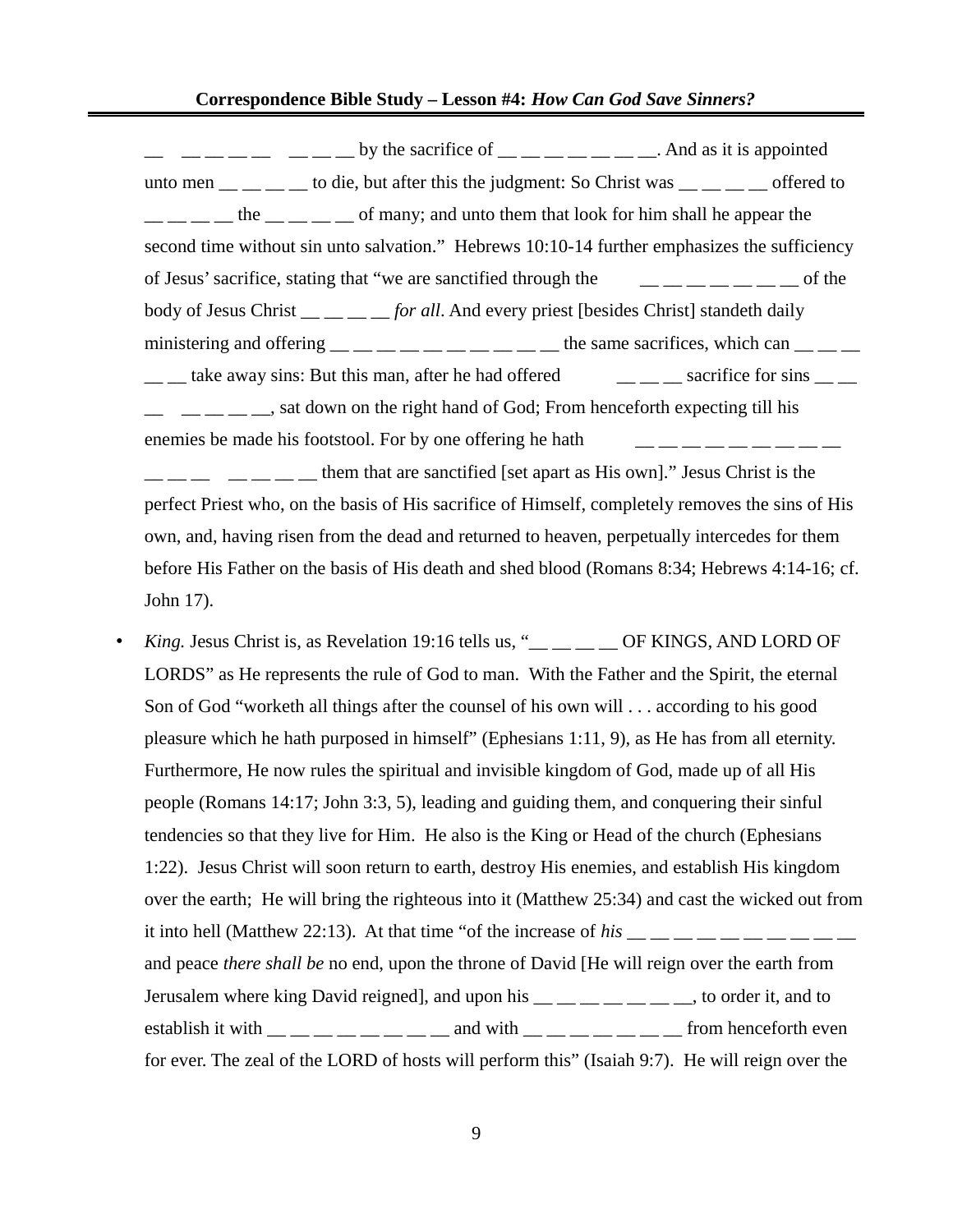__ __ __ __ __ __ __ __ by the sacrifice of __ __ __ __ __ __ __. And as it is appointed unto men __ __ __ __ to die, but after this the judgment: So Christ was __ __ __ __ offered to __ __ __ __ the __ __ __ __ of many; and unto them that look for him shall he appear the second time without sin unto salvation." Hebrews 10:10-14 further emphasizes the sufficiency of Jesus' sacrifice, stating that "we are sanctified through the __ __ __ __ __ __ __ of the body of Jesus Christ __ __ __ __ *for all*. And every priest [besides Christ] standeth daily ministering and offering __ __ __ __ __ __ __ __ __ __ the same sacrifices, which can __ __ __ __ __ take away sins: But this man, after he had offered __ __ __ sacrifice for sins __ __ __ __ __ __ __, sat down on the right hand of God; From henceforth expecting till his enemies be made his footstool. For by one offering he hath __ __ __ __ __ __ __ __ __ __ __ __ __ __ __ __ them that are sanctified [set apart as His own]." Jesus Christ is the perfect Priest who, on the basis of His sacrifice of Himself, completely removes the sins of His own, and, having risen from the dead and returned to heaven, perpetually intercedes for them before His Father on the basis of His death and shed blood (Romans 8:34; Hebrews 4:14-16; cf. John 17).

- *King.* Jesus Christ is, as Revelation 19:16 tells us, "__ __ __ __ OF KINGS, AND LORD OF LORDS" as He represents the rule of God to man. With the Father and the Spirit, the eternal Son of God "worketh all things after the counsel of his own will . . . according to his good pleasure which he hath purposed in himself" (Ephesians 1:11, 9), as He has from all eternity. Furthermore, He now rules the spiritual and invisible kingdom of God, made up of all His people (Romans 14:17; John 3:3, 5), leading and guiding them, and conquering their sinful tendencies so that they live for Him. He also is the King or Head of the church (Ephesians 1:22). Jesus Christ will soon return to earth, destroy His enemies, and establish His kingdom over the earth; He will bring the righteous into it (Matthew 25:34) and cast the wicked out from it into hell (Matthew 22:13). At that time "of the increase of *his* __ __ __ __ __ __ __ __ __ __ and peace *there shall be* no end, upon the throne of David [He will reign over the earth from Jerusalem where king David reigned], and upon his __ __ __ __ __ __ __, to order it, and to establish it with __ __ __ __ __ __ __ __ and with __ __ __ __ __ __ __ from henceforth even for ever. The zeal of the LORD of hosts will perform this" (Isaiah 9:7). He will reign over the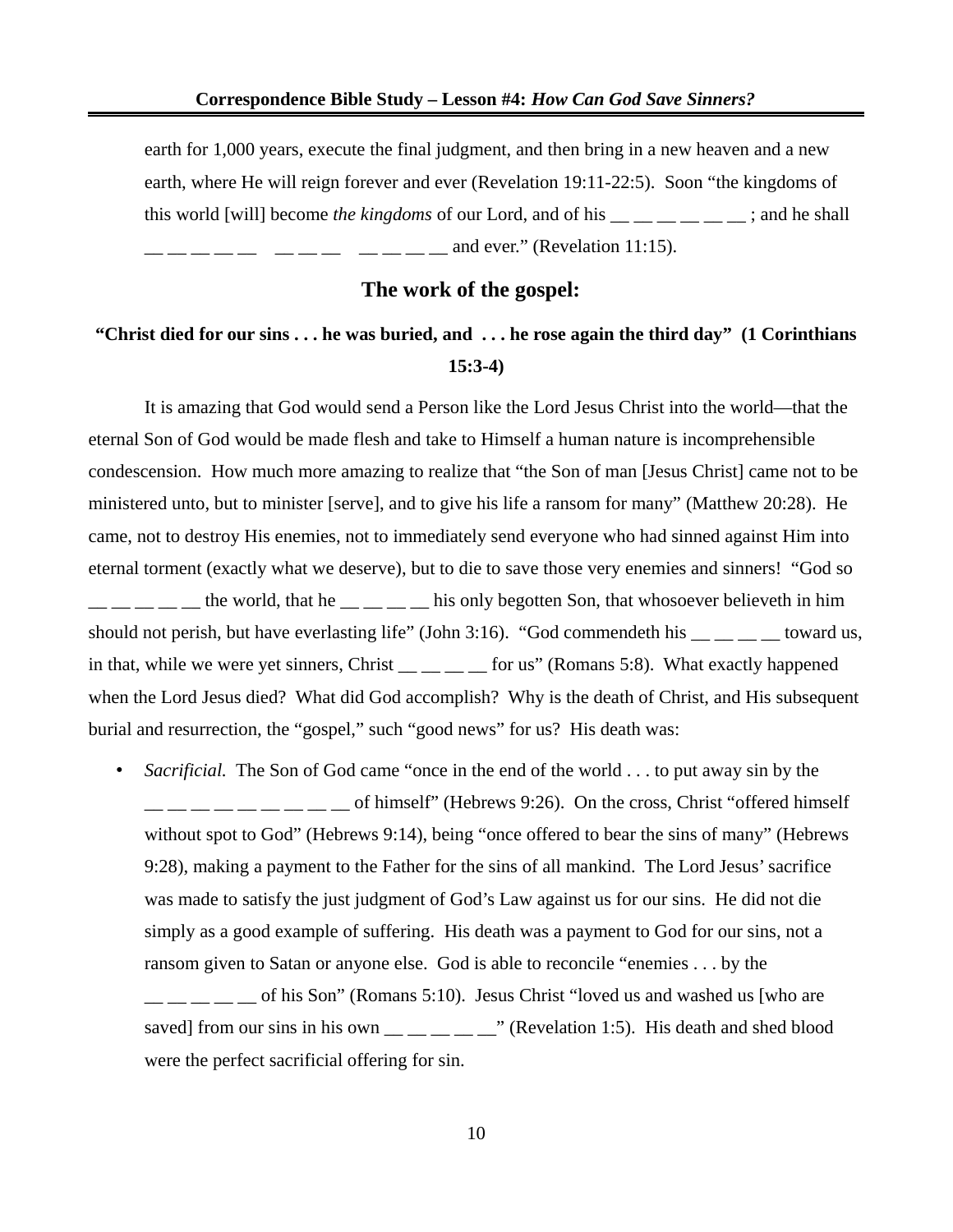earth for 1,000 years, execute the final judgment, and then bring in a new heaven and a new earth, where He will reign forever and ever (Revelation 19:11-22:5). Soon "the kingdoms of this world [will] become *the kingdoms* of our Lord, and of his __ __ __ __ __ __ ; and he shall __ __ __ __ __ __ __ __ __ __ __ __ __ __ and ever." (Revelation 11:15).

## The work of the gospel:

### "Christ died for our sins . . . he was buried, and . . . he rose again the third day" (1 Corinthians 15:3-4)

It is amazing that God would send a Person like the Lord Jesus Christ into the world—that the eternal Son of God would be made flesh and take to Himself a human nature is incomprehensible condescension. How much more amazing to realize that "the Son of man [Jesus Christ] came not to be ministered unto, but to minister [serve], and to give his life a ransom for many" (Matthew 20:28). He came, not to destroy His enemies, not to immediately send everyone who had sinned against Him into eternal torment (exactly what we deserve), but to die to save those very enemies and sinners! "God so __ __ __ __ __ the world, that he __ __ __ __ his only begotten Son, that whosoever believeth in him should not perish, but have everlasting life" (John 3:16). "God commendeth his __ __ __ __ toward us, in that, while we were yet sinners, Christ __ __ __ __ for us" (Romans 5:8). What exactly happened when the Lord Jesus died? What did God accomplish? Why is the death of Christ, and His subsequent burial and resurrection, the "gospel," such "good news" for us? His death was:

- *Sacrificial.* The Son of God came "once in the end of the world . . . to put away sin by the __ __ __ __ __ __ __ __ __ of himself" (Hebrews 9:26). On the cross, Christ "offered himself without spot to God" (Hebrews 9:14), being "once offered to bear the sins of many" (Hebrews 9:28), making a payment to the Father for the sins of all mankind. The Lord Jesus' sacrifice was made to satisfy the just judgment of God's Law against us for our sins. He did not die simply as a good example of suffering. His death was a payment to God for our sins, not a ransom given to Satan or anyone else. God is able to reconcile "enemies . . . by the __ __ __ __ __ of his Son" (Romans 5:10). Jesus Christ "loved us and washed us [who are saved] from our sins in his own __ __ __ __ __" (Revelation 1:5). His death and shed blood were the perfect sacrificial offering for sin.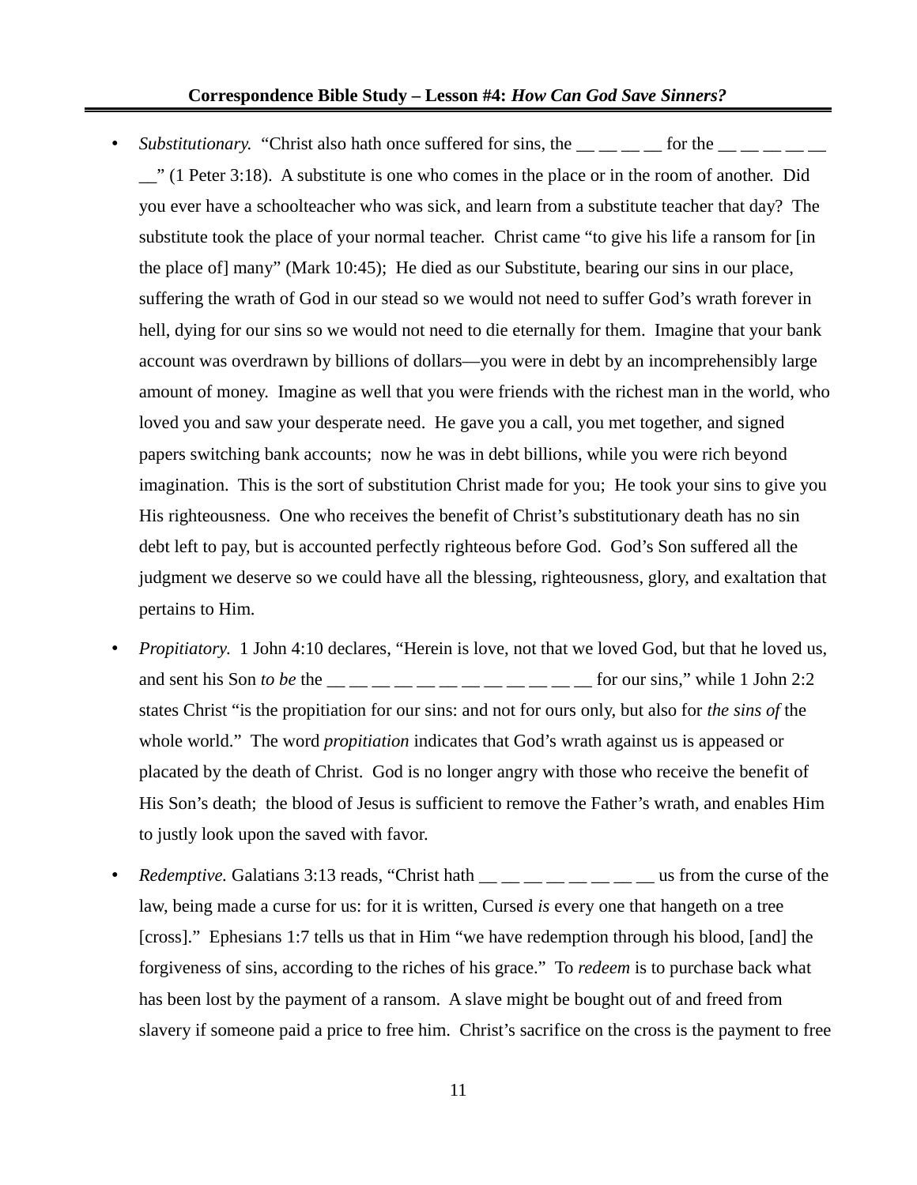- *Substitutionary.* "Christ also hath once suffered for sins, the __ __ __ __ for the __ __ __ __ __ __" (1 Peter 3:18). A substitute is one who comes in the place or in the room of another. Did you ever have a schoolteacher who was sick, and learn from a substitute teacher that day? The substitute took the place of your normal teacher. Christ came "to give his life a ransom for [in the place of] many" (Mark 10:45); He died as our Substitute, bearing our sins in our place, suffering the wrath of God in our stead so we would not need to suffer God's wrath forever in hell, dying for our sins so we would not need to die eternally for them. Imagine that your bank account was overdrawn by billions of dollars—you were in debt by an incomprehensibly large amount of money. Imagine as well that you were friends with the richest man in the world, who loved you and saw your desperate need. He gave you a call, you met together, and signed papers switching bank accounts; now he was in debt billions, while you were rich beyond imagination. This is the sort of substitution Christ made for you; He took your sins to give you His righteousness. One who receives the benefit of Christ's substitutionary death has no sin debt left to pay, but is accounted perfectly righteous before God. God's Son suffered all the judgment we deserve so we could have all the blessing, righteousness, glory, and exaltation that pertains to Him.

- *Propitiatory.* 1 John 4:10 declares, "Herein is love, not that we loved God, but that he loved us, and sent his Son *to be* the __ __ __ __ __ __ __ __ __ __ __ __ for our sins," while 1 John 2:2 states Christ "is the propitiation for our sins: and not for ours only, but also for *the sins of* the whole world." The word *propitiation* indicates that God's wrath against us is appeased or placated by the death of Christ. God is no longer angry with those who receive the benefit of His Son's death; the blood of Jesus is sufficient to remove the Father's wrath, and enables Him to justly look upon the saved with favor.

- *Redemptive.* Galatians 3:13 reads, "Christ hath __ __ __ __ __ __ __ __ us from the curse of the law, being made a curse for us: for it is written, Cursed *is* every one that hangeth on a tree [cross]." Ephesians 1:7 tells us that in Him "we have redemption through his blood, [and] the forgiveness of sins, according to the riches of his grace." To *redeem* is to purchase back what has been lost by the payment of a ransom. A slave might be bought out of and freed from slavery if someone paid a price to free him. Christ's sacrifice on the cross is the payment to free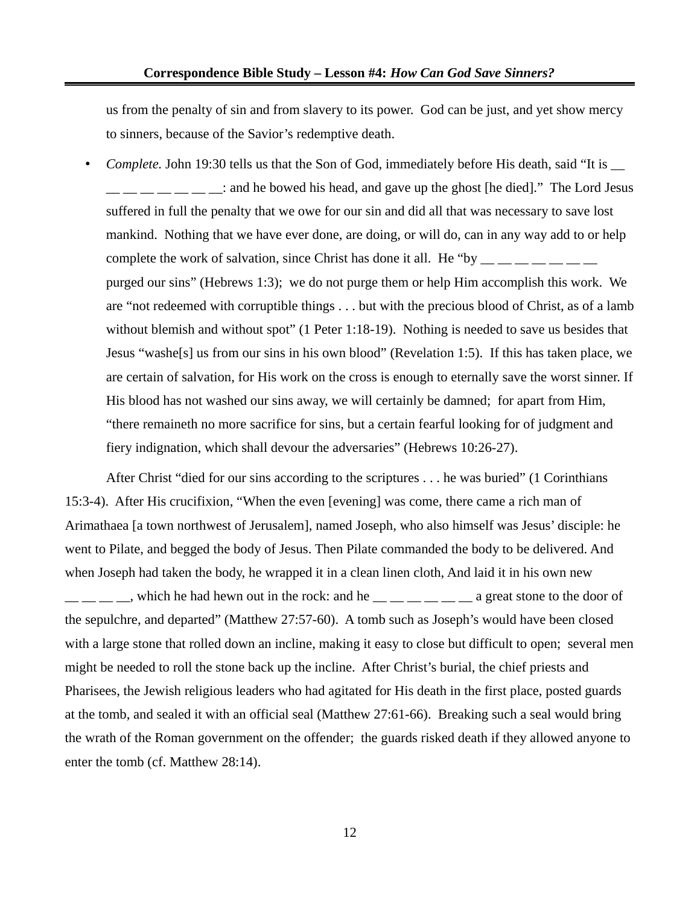us from the penalty of sin and from slavery to its power.  God can be just, and yet show mercy to sinners, because of the Savior's redemptive death.

- *Complete.* John 19:30 tells us that the Son of God, immediately before His death, said "It is __ __ __ __ __ __ __ __ __: and he bowed his head, and gave up the ghost [he died]."  The Lord Jesus suffered in full the penalty that we owe for our sin and did all that was necessary to save lost mankind.  Nothing that we have ever done, are doing, or will do, can in any way add to or help complete the work of salvation, since Christ has done it all.  He "by __ __ __ __ __ __ __ purged our sins" (Hebrews 1:3);  we do not purge them or help Him accomplish this work.  We are "not redeemed with corruptible things . . . but with the precious blood of Christ, as of a lamb without blemish and without spot" (1 Peter 1:18-19).  Nothing is needed to save us besides that Jesus "washe[s] us from our sins in his own blood" (Revelation 1:5).  If this has taken place, we are certain of salvation, for His work on the cross is enough to eternally save the worst sinner. If His blood has not washed our sins away, we will certainly be damned;  for apart from Him, "there remaineth no more sacrifice for sins, but a certain fearful looking for of judgment and fiery indignation, which shall devour the adversaries" (Hebrews 10:26-27).

After Christ "died for our sins according to the scriptures . . . he was buried" (1 Corinthians 15:3-4).  After His crucifixion, "When the even [evening] was come, there came a rich man of Arimathaea [a town northwest of Jerusalem], named Joseph, who also himself was Jesus' disciple: he went to Pilate, and begged the body of Jesus. Then Pilate commanded the body to be delivered. And when Joseph had taken the body, he wrapped it in a clean linen cloth, And laid it in his own new __ __ __ __, which he had hewn out in the rock: and he __ __ __ __ __ __ a great stone to the door of the sepulchre, and departed" (Matthew 27:57-60).  A tomb such as Joseph's would have been closed with a large stone that rolled down an incline, making it easy to close but difficult to open;  several men might be needed to roll the stone back up the incline.  After Christ's burial, the chief priests and Pharisees, the Jewish religious leaders who had agitated for His death in the first place, posted guards at the tomb, and sealed it with an official seal (Matthew 27:61-66).  Breaking such a seal would bring the wrath of the Roman government on the offender;  the guards risked death if they allowed anyone to enter the tomb (cf. Matthew 28:14).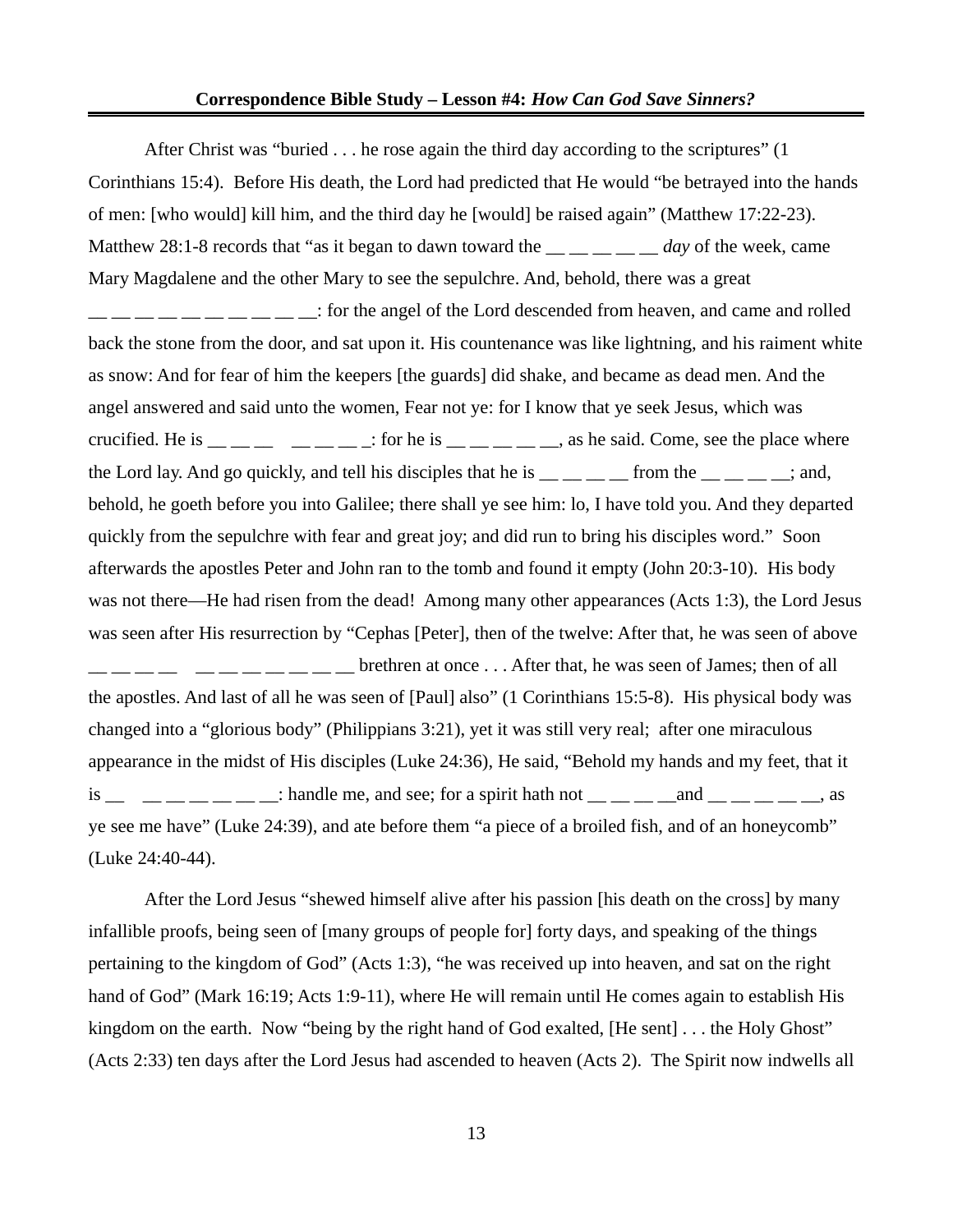After Christ was "buried . . . he rose again the third day according to the scriptures" (1 Corinthians 15:4). Before His death, the Lord had predicted that He would "be betrayed into the hands of men: [who would] kill him, and the third day he [would] be raised again" (Matthew 17:22-23). Matthew 28:1-8 records that "as it began to dawn toward the __ __ __ __ __ *day* of the week, came Mary Magdalene and the other Mary to see the sepulchre. And, behold, there was a great __ __ __ __ __ __ __ __ __ __: for the angel of the Lord descended from heaven, and came and rolled back the stone from the door, and sat upon it. His countenance was like lightning, and his raiment white as snow: And for fear of him the keepers [the guards] did shake, and became as dead men. And the angel answered and said unto the women, Fear not ye: for I know that ye seek Jesus, which was crucified. He is __ __ __ __ __ __ __: for he is __ __ __ __ __, as he said. Come, see the place where the Lord lay. And go quickly, and tell his disciples that he is __ __ __ __ from the __ __ __ __; and, behold, he goeth before you into Galilee; there shall ye see him: lo, I have told you. And they departed quickly from the sepulchre with fear and great joy; and did run to bring his disciples word." Soon afterwards the apostles Peter and John ran to the tomb and found it empty (John 20:3-10). His body was not there—He had risen from the dead! Among many other appearances (Acts 1:3), the Lord Jesus was seen after His resurrection by "Cephas [Peter], then of the twelve: After that, he was seen of above __ __ __ __ __ __ __ __ __ __ __ brethren at once . . . After that, he was seen of James; then of all the apostles. And last of all he was seen of [Paul] also" (1 Corinthians 15:5-8). His physical body was changed into a "glorious body" (Philippians 3:21), yet it was still very real; after one miraculous appearance in the midst of His disciples (Luke 24:36), He said, "Behold my hands and my feet, that it is __ __ __ __ __ __ __: handle me, and see; for a spirit hath not __ __ __ __and __ __ __ __ __, as ye see me have" (Luke 24:39), and ate before them "a piece of a broiled fish, and of an honeycomb" (Luke 24:40-44).

After the Lord Jesus "shewed himself alive after his passion [his death on the cross] by many infallible proofs, being seen of [many groups of people for] forty days, and speaking of the things pertaining to the kingdom of God" (Acts 1:3), "he was received up into heaven, and sat on the right hand of God" (Mark 16:19; Acts 1:9-11), where He will remain until He comes again to establish His kingdom on the earth. Now "being by the right hand of God exalted, [He sent] . . . the Holy Ghost" (Acts 2:33) ten days after the Lord Jesus had ascended to heaven (Acts 2). The Spirit now indwells all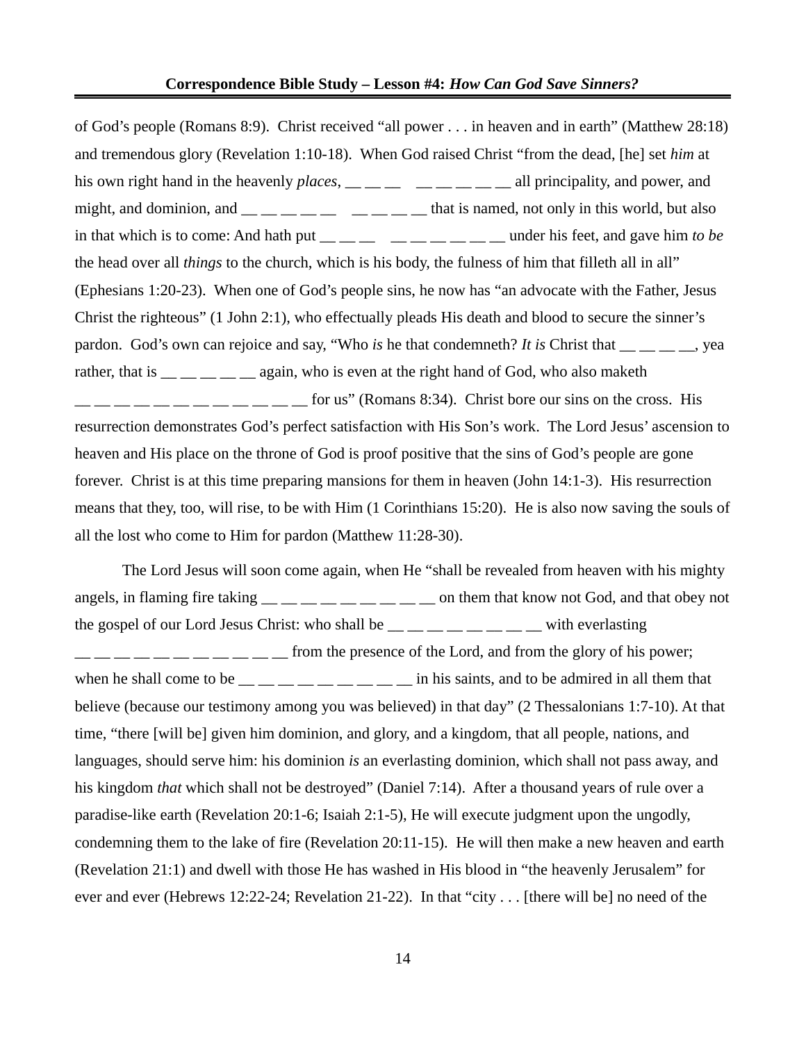of God's people (Romans 8:9). Christ received "all power . . . in heaven and in earth" (Matthew 28:18) and tremendous glory (Revelation 1:10-18). When God raised Christ "from the dead, [he] set *him* at his own right hand in the heavenly *places*, __ __ __ __ __ __ __ __ __ all principality, and power, and might, and dominion, and __ __ __ __ __ __ __ __ __ __ that is named, not only in this world, but also in that which is to come: And hath put __ __ __ __ __ __ __ __ __ __ under his feet, and gave him *to be* the head over all *things* to the church, which is his body, the fulness of him that filleth all in all" (Ephesians 1:20-23). When one of God's people sins, he now has "an advocate with the Father, Jesus Christ the righteous" (1 John 2:1), who effectually pleads His death and blood to secure the sinner's pardon. God's own can rejoice and say, "Who *is* he that condemneth? *It is* Christ that __ __ __ __, yea rather, that is __ __ __ __ __ again, who is even at the right hand of God, who also maketh __ __ __ __ __ __ __ __ __ __ __ __ for us" (Romans 8:34). Christ bore our sins on the cross. His resurrection demonstrates God's perfect satisfaction with His Son's work. The Lord Jesus' ascension to heaven and His place on the throne of God is proof positive that the sins of God's people are gone forever. Christ is at this time preparing mansions for them in heaven (John 14:1-3). His resurrection means that they, too, will rise, to be with Him (1 Corinthians 15:20). He is also now saving the souls of all the lost who come to Him for pardon (Matthew 11:28-30).

The Lord Jesus will soon come again, when He "shall be revealed from heaven with his mighty angels, in flaming fire taking __ __ __ __ __ __ __ __ __ on them that know not God, and that obey not the gospel of our Lord Jesus Christ: who shall be __ __ __ __ __ __ __ __ with everlasting __ __ __ __ __ __ __ __ __ __ __ from the presence of the Lord, and from the glory of his power; when he shall come to be __ __ __ __ __ __ __ __ __ __ in his saints, and to be admired in all them that believe (because our testimony among you was believed) in that day" (2 Thessalonians 1:7-10). At that time, "there [will be] given him dominion, and glory, and a kingdom, that all people, nations, and languages, should serve him: his dominion *is* an everlasting dominion, which shall not pass away, and his kingdom *that* which shall not be destroyed" (Daniel 7:14). After a thousand years of rule over a paradise-like earth (Revelation 20:1-6; Isaiah 2:1-5), He will execute judgment upon the ungodly, condemning them to the lake of fire (Revelation 20:11-15). He will then make a new heaven and earth (Revelation 21:1) and dwell with those He has washed in His blood in "the heavenly Jerusalem" for ever and ever (Hebrews 12:22-24; Revelation 21-22). In that "city . . . [there will be] no need of the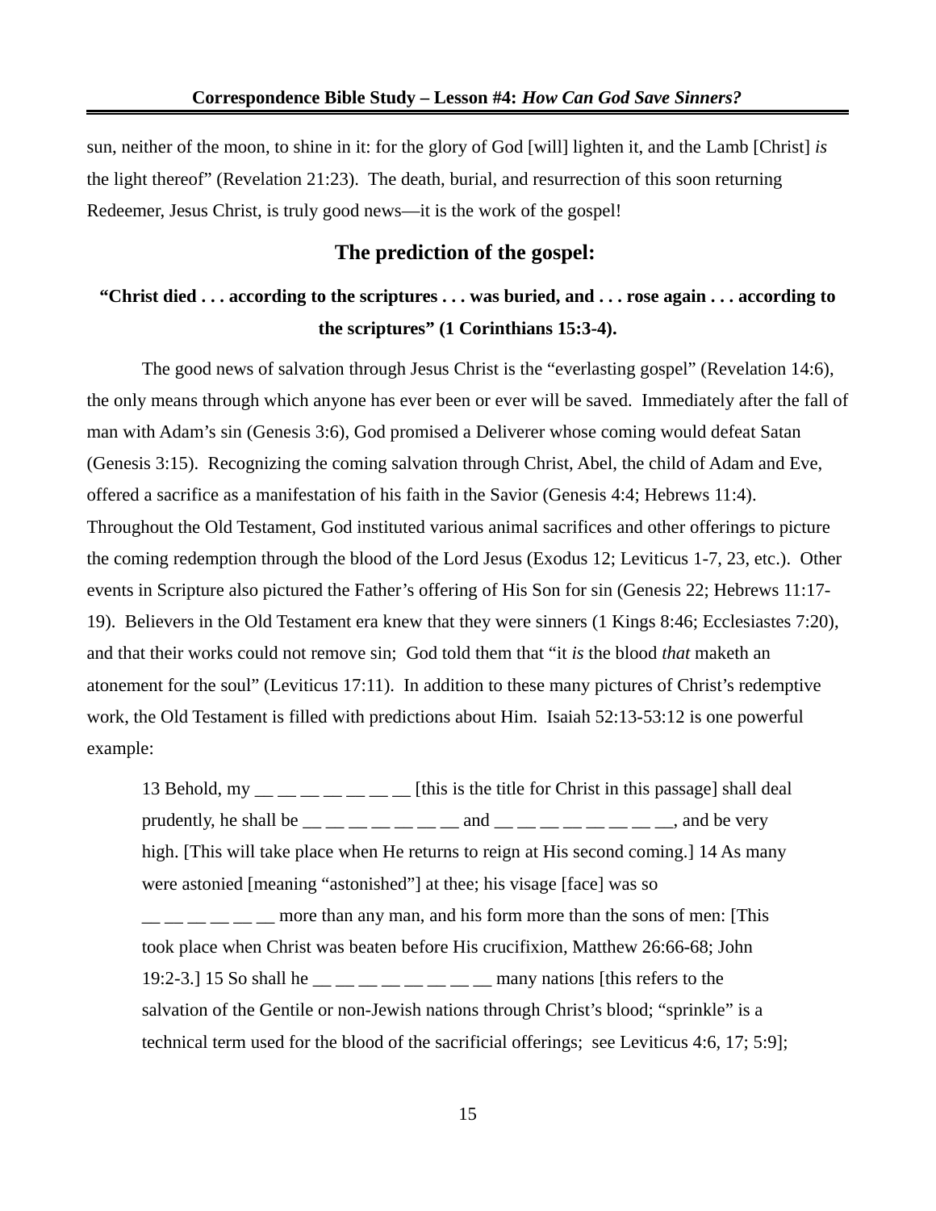sun, neither of the moon, to shine in it: for the glory of God [will] lighten it, and the Lamb [Christ] *is* the light thereof" (Revelation 21:23). The death, burial, and resurrection of this soon returning Redeemer, Jesus Christ, is truly good news—it is the work of the gospel!

## The prediction of the gospel:

### "Christ died . . . according to the scriptures . . . was buried, and . . . rose again . . . according to the scriptures" (1 Corinthians 15:3-4).

The good news of salvation through Jesus Christ is the "everlasting gospel" (Revelation 14:6), the only means through which anyone has ever been or ever will be saved. Immediately after the fall of man with Adam's sin (Genesis 3:6), God promised a Deliverer whose coming would defeat Satan (Genesis 3:15). Recognizing the coming salvation through Christ, Abel, the child of Adam and Eve, offered a sacrifice as a manifestation of his faith in the Savior (Genesis 4:4; Hebrews 11:4). Throughout the Old Testament, God instituted various animal sacrifices and other offerings to picture the coming redemption through the blood of the Lord Jesus (Exodus 12; Leviticus 1-7, 23, etc.). Other events in Scripture also pictured the Father's offering of His Son for sin (Genesis 22; Hebrews 11:17-19). Believers in the Old Testament era knew that they were sinners (1 Kings 8:46; Ecclesiastes 7:20), and that their works could not remove sin; God told them that "it *is* the blood *that* maketh an atonement for the soul" (Leviticus 17:11). In addition to these many pictures of Christ's redemptive work, the Old Testament is filled with predictions about Him. Isaiah 52:13-53:12 is one powerful example:

> 13 Behold, my __ __ __ __ __ __ __ [this is the title for Christ in this passage] shall deal prudently, he shall be __ __ __ __ __ __ __ and __ __ __ __ __ __ __ __, and be very high. [This will take place when He returns to reign at His second coming.] 14 As many were astonied [meaning "astonished"] at thee; his visage [face] was so __ __ __ __ __ __ more than any man, and his form more than the sons of men: [This took place when Christ was beaten before His crucifixion, Matthew 26:66-68; John 19:2-3.] 15 So shall he __ __ __ __ __ __ __ __ many nations [this refers to the salvation of the Gentile or non-Jewish nations through Christ's blood; "sprinkle" is a technical term used for the blood of the sacrificial offerings; see Leviticus 4:6, 17; 5:9];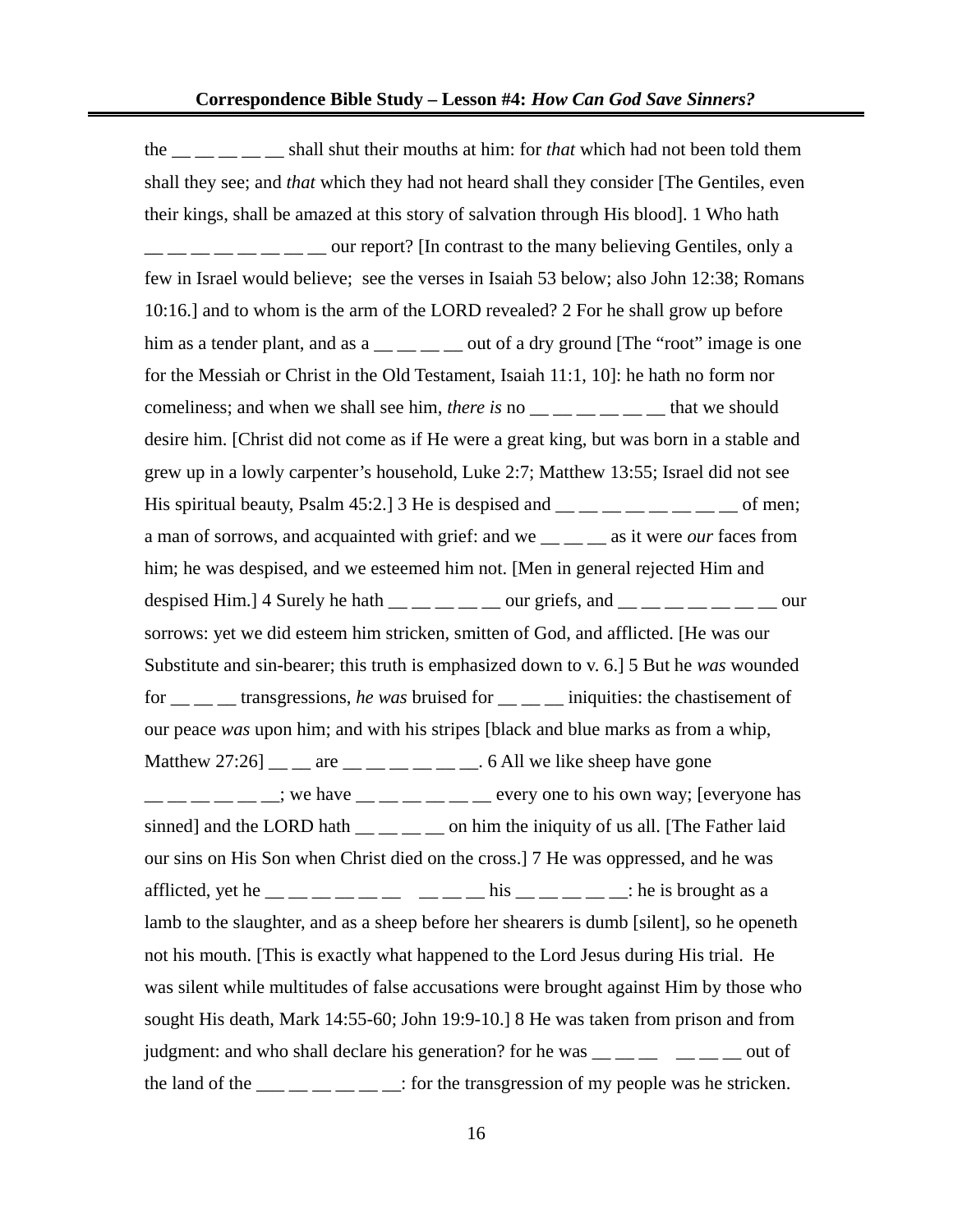the __ __ __ __ __ shall shut their mouths at him: for *that* which had not been told them shall they see; and *that* which they had not heard shall they consider [The Gentiles, even their kings, shall be amazed at this story of salvation through His blood]. 1 Who hath __ __ __ __ __ __ __ __ our report? [In contrast to the many believing Gentiles, only a few in Israel would believe; see the verses in Isaiah 53 below; also John 12:38; Romans 10:16.] and to whom is the arm of the LORD revealed? 2 For he shall grow up before him as a tender plant, and as a __ __ __ __ out of a dry ground [The "root" image is one for the Messiah or Christ in the Old Testament, Isaiah 11:1, 10]: he hath no form nor comeliness; and when we shall see him, *there is* no __ __ __ __ __ __ that we should desire him. [Christ did not come as if He were a great king, but was born in a stable and grew up in a lowly carpenter's household, Luke 2:7; Matthew 13:55; Israel did not see His spiritual beauty, Psalm 45:2.] 3 He is despised and __ __ __ __ __ __ __ __ of men; a man of sorrows, and acquainted with grief: and we __ __ __ as it were *our* faces from him; he was despised, and we esteemed him not. [Men in general rejected Him and despised Him.] 4 Surely he hath __ __ __ __ __ our griefs, and __ __ __ __ __ __ __ our sorrows: yet we did esteem him stricken, smitten of God, and afflicted. [He was our Substitute and sin-bearer; this truth is emphasized down to v. 6.] 5 But he *was* wounded for __ __ __ transgressions, *he was* bruised for __ __ __ iniquities: the chastisement of our peace *was* upon him; and with his stripes [black and blue marks as from a whip, Matthew 27:26] __ __ are __ __ __ __ __ __. 6 All we like sheep have gone __ __ __ __ __ __; we have __ __ __ __ __ __ every one to his own way; [everyone has sinned] and the LORD hath __ __ __ __ on him the iniquity of us all. [The Father laid our sins on His Son when Christ died on the cross.] 7 He was oppressed, and he was afflicted, yet he __ __ __ __ __ __ __ __ __ his __ __ __ __ __: he is brought as a lamb to the slaughter, and as a sheep before her shearers is dumb [silent], so he openeth not his mouth. [This is exactly what happened to the Lord Jesus during His trial. He was silent while multitudes of false accusations were brought against Him by those who sought His death, Mark 14:55-60; John 19:9-10.] 8 He was taken from prison and from judgment: and who shall declare his generation? for he was __ __ __ __ __ __ out of the land of the ___ __ __ __ __ __: for the transgression of my people was he stricken.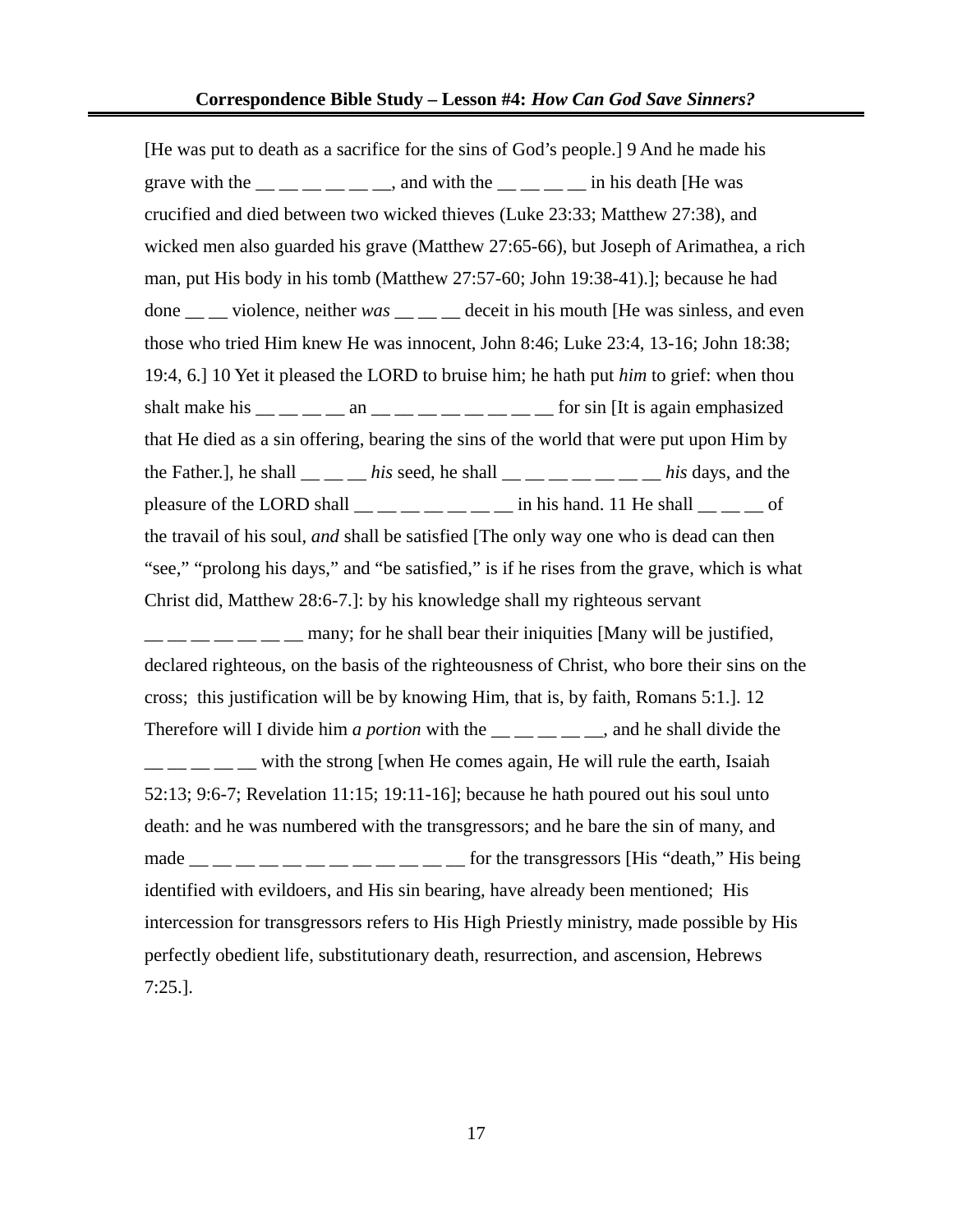[He was put to death as a sacrifice for the sins of God's people.] 9 And he made his grave with the __ __ __ __ __ __, and with the __ __ __ __ in his death [He was crucified and died between two wicked thieves (Luke 23:33; Matthew 27:38), and wicked men also guarded his grave (Matthew 27:65-66), but Joseph of Arimathea, a rich man, put His body in his tomb (Matthew 27:57-60; John 19:38-41).]; because he had done __ __ violence, neither *was* __ __ __ deceit in his mouth [He was sinless, and even those who tried Him knew He was innocent, John 8:46; Luke 23:4, 13-16; John 18:38; 19:4, 6.] 10 Yet it pleased the LORD to bruise him; he hath put *him* to grief: when thou shalt make his __ __ __ __ an __ __ __ __ __ __ __ __ for sin [It is again emphasized that He died as a sin offering, bearing the sins of the world that were put upon Him by the Father.], he shall __ __ __ *his* seed, he shall __ __ __ __ __ __ __ *his* days, and the pleasure of the LORD shall __ __ __ __ __ __ __ in his hand. 11 He shall __ __ __ of the travail of his soul, *and* shall be satisfied [The only way one who is dead can then "see," "prolong his days," and "be satisfied," is if he rises from the grave, which is what Christ did, Matthew 28:6-7.]: by his knowledge shall my righteous servant __ __ __ __ __ __ __ many; for he shall bear their iniquities [Many will be justified, declared righteous, on the basis of the righteousness of Christ, who bore their sins on the cross; this justification will be by knowing Him, that is, by faith, Romans 5:1.]. 12 Therefore will I divide him *a portion* with the __ __ __ __ __, and he shall divide the __ __ __ __ __ with the strong [when He comes again, He will rule the earth, Isaiah 52:13; 9:6-7; Revelation 11:15; 19:11-16]; because he hath poured out his soul unto death: and he was numbered with the transgressors; and he bare the sin of many, and made __ __ __ __ __ __ __ __ __ __ __ __ for the transgressors [His "death," His being identified with evildoers, and His sin bearing, have already been mentioned; His intercession for transgressors refers to His High Priestly ministry, made possible by His perfectly obedient life, substitutionary death, resurrection, and ascension, Hebrews 7:25.].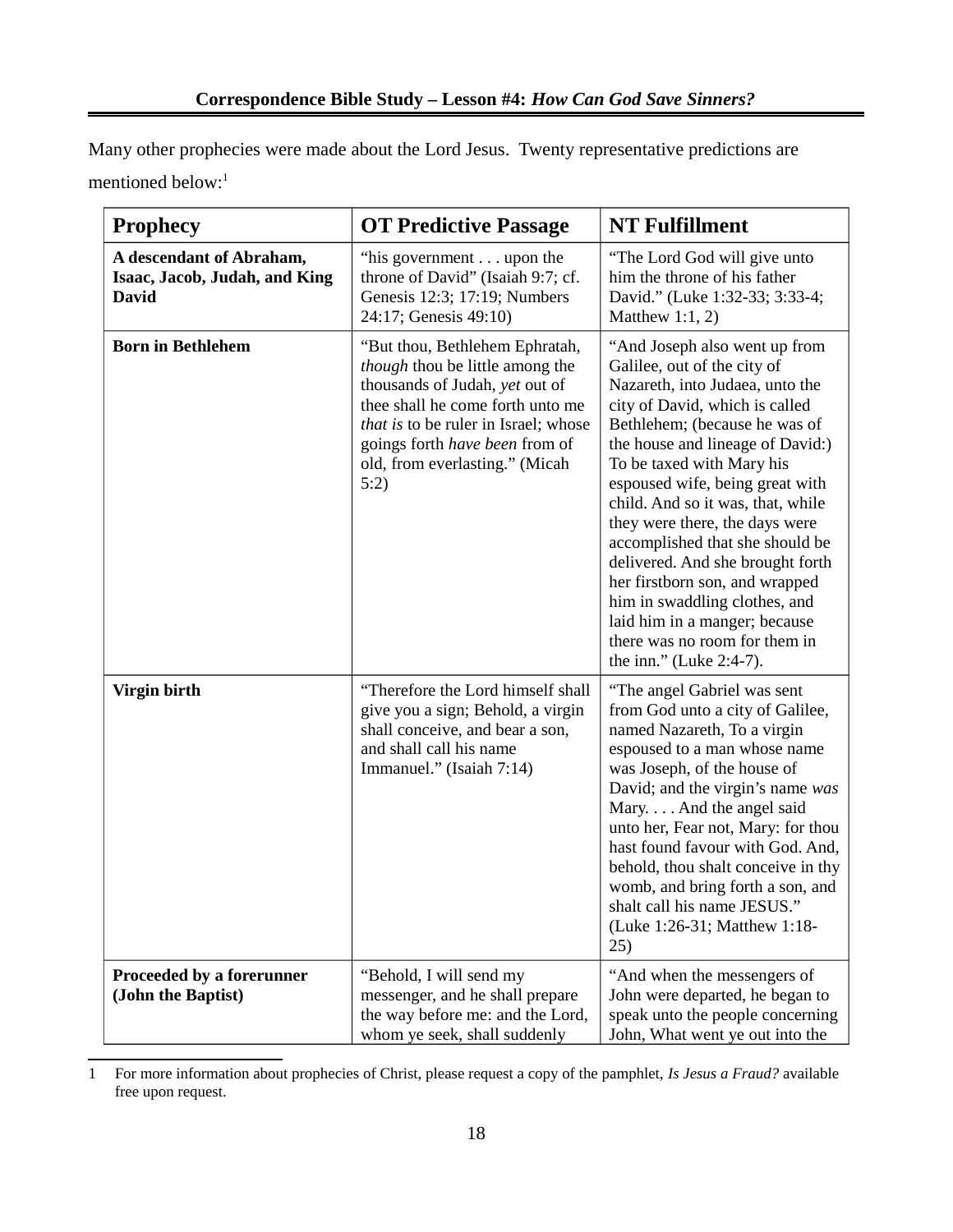Many other prophecies were made about the Lord Jesus. Twenty representative predictions are mentioned below:[1]

| Prophecy | OT Predictive Passage | NT Fulfillment |
|---|---|---|
| **A descendant of Abraham, Isaac, Jacob, Judah, and King David** | "his government . . . upon the throne of David" (Isaiah 9:7; cf. Genesis 12:3; 17:19; Numbers 24:17; Genesis 49:10) | "The Lord God will give unto him the throne of his father David." (Luke 1:32-33; 3:33-4; Matthew 1:1, 2) |
| **Born in Bethlehem** | "But thou, Bethlehem Ephratah, *though* thou be little among the thousands of Judah, *yet* out of thee shall he come forth unto me *that is* to be ruler in Israel; whose goings forth *have been* from of old, from everlasting." (Micah 5:2) | "And Joseph also went up from Galilee, out of the city of Nazareth, into Judaea, unto the city of David, which is called Bethlehem; (because he was of the house and lineage of David:) To be taxed with Mary his espoused wife, being great with child. And so it was, that, while they were there, the days were accomplished that she should be delivered. And she brought forth her firstborn son, and wrapped him in swaddling clothes, and laid him in a manger; because there was no room for them in the inn." (Luke 2:4-7). |
| **Virgin birth** | "Therefore the Lord himself shall give you a sign; Behold, a virgin shall conceive, and bear a son, and shall call his name Immanuel." (Isaiah 7:14) | "The angel Gabriel was sent from God unto a city of Galilee, named Nazareth, To a virgin espoused to a man whose name was Joseph, of the house of David; and the virgin's name *was* Mary. . . . And the angel said unto her, Fear not, Mary: for thou hast found favour with God. And, behold, thou shalt conceive in thy womb, and bring forth a son, and shalt call his name JESUS." (Luke 1:26-31; Matthew 1:18-25) |
| **Proceeded by a forerunner (John the Baptist)** | "Behold, I will send my messenger, and he shall prepare the way before me: and the Lord, whom ye seek, shall suddenly | "And when the messengers of John were departed, he began to speak unto the people concerning John, What went ye out into the |

[1] For more information about prophecies of Christ, please request a copy of the pamphlet, *Is Jesus a Fraud?* available free upon request.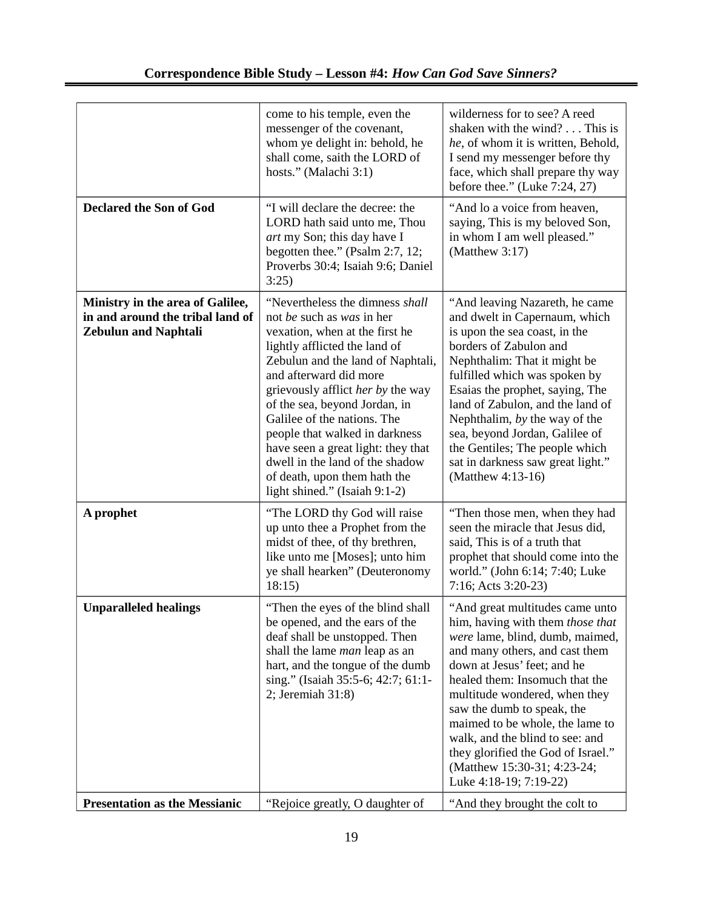| | | |
|---|---|---|
| | come to his temple, even the messenger of the covenant, whom ye delight in: behold, he shall come, saith the LORD of hosts." (Malachi 3:1) | wilderness for to see? A reed shaken with the wind? . . . This is *he*, of whom it is written, Behold, I send my messenger before thy face, which shall prepare thy way before thee." (Luke 7:24, 27) |
| **Declared the Son of God** | "I will declare the decree: the LORD hath said unto me, Thou *art* my Son; this day have I begotten thee." (Psalm 2:7, 12; Proverbs 30:4; Isaiah 9:6; Daniel 3:25) | "And lo a voice from heaven, saying, This is my beloved Son, in whom I am well pleased." (Matthew 3:17) |
| **Ministry in the area of Galilee, in and around the tribal land of Zebulun and Naphtali** | "Nevertheless the dimness *shall* not *be* such as *was* in her vexation, when at the first he lightly afflicted the land of Zebulun and the land of Naphtali, and afterward did more grievously afflict *her by* the way of the sea, beyond Jordan, in Galilee of the nations. The people that walked in darkness have seen a great light: they that dwell in the land of the shadow of death, upon them hath the light shined." (Isaiah 9:1-2) | "And leaving Nazareth, he came and dwelt in Capernaum, which is upon the sea coast, in the borders of Zabulon and Nephthalim: That it might be fulfilled which was spoken by Esaias the prophet, saying, The land of Zabulon, and the land of Nephthalim, *by* the way of the sea, beyond Jordan, Galilee of the Gentiles; The people which sat in darkness saw great light." (Matthew 4:13-16) |
| **A prophet** | "The LORD thy God will raise up unto thee a Prophet from the midst of thee, of thy brethren, like unto me [Moses]; unto him ye shall hearken" (Deuteronomy 18:15) | "Then those men, when they had seen the miracle that Jesus did, said, This is of a truth that prophet that should come into the world." (John 6:14; 7:40; Luke 7:16; Acts 3:20-23) |
| **Unparalleled healings** | "Then the eyes of the blind shall be opened, and the ears of the deaf shall be unstopped. Then shall the lame *man* leap as an hart, and the tongue of the dumb sing." (Isaiah 35:5-6; 42:7; 61:1-2; Jeremiah 31:8) | "And great multitudes came unto him, having with them *those that were* lame, blind, dumb, maimed, and many others, and cast them down at Jesus' feet; and he healed them: Insomuch that the multitude wondered, when they saw the dumb to speak, the maimed to be whole, the lame to walk, and the blind to see: and they glorified the God of Israel." (Matthew 15:30-31; 4:23-24; Luke 4:18-19; 7:19-22) |
| **Presentation as the Messianic** | "Rejoice greatly, O daughter of | "And they brought the colt to |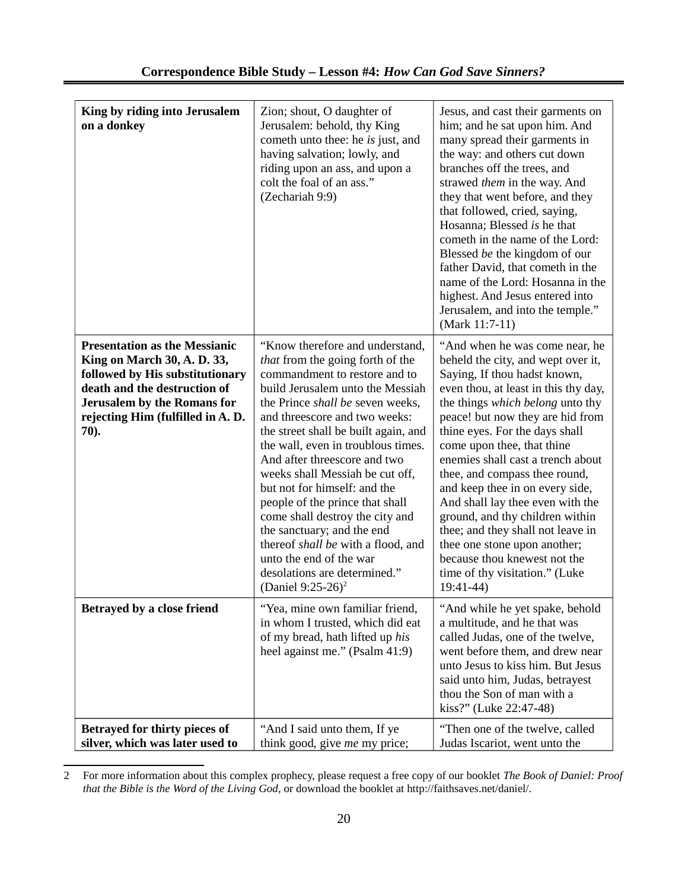| | | |
|---|---|---|
| **King by riding into Jerusalem on a donkey** | Zion; shout, O daughter of Jerusalem: behold, thy King cometh unto thee: he *is* just, and having salvation; lowly, and riding upon an ass, and upon a colt the foal of an ass." (Zechariah 9:9) | Jesus, and cast their garments on him; and he sat upon him. And many spread their garments in the way: and others cut down branches off the trees, and strawed *them* in the way. And they that went before, and they that followed, cried, saying, Hosanna; Blessed *is* he that cometh in the name of the Lord: Blessed *be* the kingdom of our father David, that cometh in the name of the Lord: Hosanna in the highest. And Jesus entered into Jerusalem, and into the temple." (Mark 11:7-11) |
| **Presentation as the Messianic King on March 30, A. D. 33, followed by His substitutionary death and the destruction of Jerusalem by the Romans for rejecting Him (fulfilled in A. D. 70).** | "Know therefore and understand, *that* from the going forth of the commandment to restore and to build Jerusalem unto the Messiah the Prince *shall be* seven weeks, and threescore and two weeks: the street shall be built again, and the wall, even in troublous times. And after threescore and two weeks shall Messiah be cut off, but not for himself: and the people of the prince that shall come shall destroy the city and the sanctuary; and the end thereof *shall be* with a flood, and unto the end of the war desolations are determined." (Daniel 9:25-26)[2] | "And when he was come near, he beheld the city, and wept over it, Saying, If thou hadst known, even thou, at least in this thy day, the things *which belong* unto thy peace! but now they are hid from thine eyes. For the days shall come upon thee, that thine enemies shall cast a trench about thee, and compass thee round, and keep thee in on every side, And shall lay thee even with the ground, and thy children within thee; and they shall not leave in thee one stone upon another; because thou knewest not the time of thy visitation." (Luke 19:41-44) |
| **Betrayed by a close friend** | "Yea, mine own familiar friend, in whom I trusted, which did eat of my bread, hath lifted up *his* heel against me." (Psalm 41:9) | "And while he yet spake, behold a multitude, and he that was called Judas, one of the twelve, went before them, and drew near unto Jesus to kiss him. But Jesus said unto him, Judas, betrayest thou the Son of man with a kiss?" (Luke 22:47-48) |
| **Betrayed for thirty pieces of silver, which was later used to** | "And I said unto them, If ye think good, give *me* my price; | "Then one of the twelve, called Judas Iscariot, went unto the |

2 For more information about this complex prophecy, please request a free copy of our booklet *The Book of Daniel: Proof that the Bible is the Word of the Living God*, or download the booklet at http://faithsaves.net/daniel/.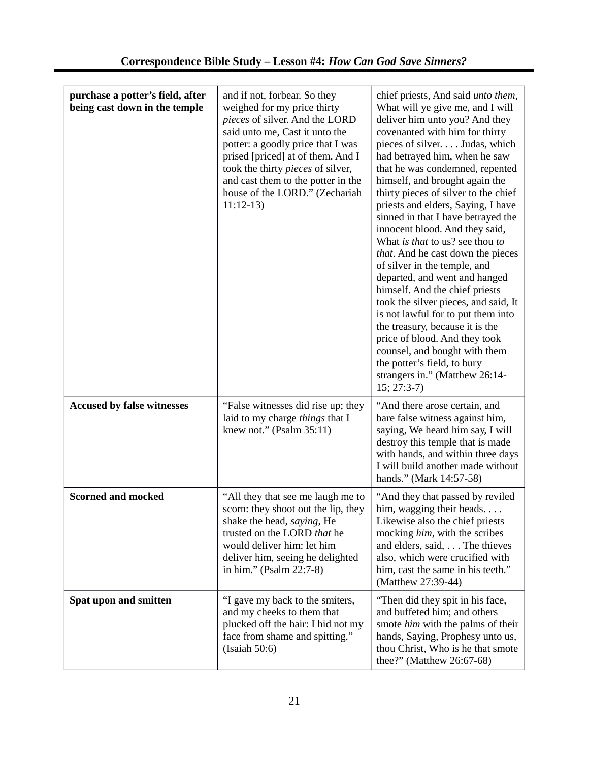| | | |
|---|---|---|
| **purchase a potter's field, after being cast down in the temple** | and if not, forbear. So they weighed for my price thirty *pieces* of silver. And the LORD said unto me, Cast it unto the potter: a goodly price that I was prised [priced] at of them. And I took the thirty *pieces* of silver, and cast them to the potter in the house of the LORD." (Zechariah 11:12-13) | chief priests, And said *unto them*, What will ye give me, and I will deliver him unto you? And they covenanted with him for thirty pieces of silver. . . . Judas, which had betrayed him, when he saw that he was condemned, repented himself, and brought again the thirty pieces of silver to the chief priests and elders, Saying, I have sinned in that I have betrayed the innocent blood. And they said, What *is that* to us? see thou *to that*. And he cast down the pieces of silver in the temple, and departed, and went and hanged himself. And the chief priests took the silver pieces, and said, It is not lawful for to put them into the treasury, because it is the price of blood. And they took counsel, and bought with them the potter's field, to bury strangers in." (Matthew 26:14-15; 27:3-7) |
| **Accused by false witnesses** | "False witnesses did rise up; they laid to my charge *things* that I knew not." (Psalm 35:11) | "And there arose certain, and bare false witness against him, saying, We heard him say, I will destroy this temple that is made with hands, and within three days I will build another made without hands." (Mark 14:57-58) |
| **Scorned and mocked** | "All they that see me laugh me to scorn: they shoot out the lip, they shake the head, *saying*, He trusted on the LORD *that* he would deliver him: let him deliver him, seeing he delighted in him." (Psalm 22:7-8) | "And they that passed by reviled him, wagging their heads. . . . Likewise also the chief priests mocking *him*, with the scribes and elders, said, . . . The thieves also, which were crucified with him, cast the same in his teeth." (Matthew 27:39-44) |
| **Spat upon and smitten** | "I gave my back to the smiters, and my cheeks to them that plucked off the hair: I hid not my face from shame and spitting." (Isaiah 50:6) | "Then did they spit in his face, and buffeted him; and others smote *him* with the palms of their hands, Saying, Prophesy unto us, thou Christ, Who is he that smote thee?" (Matthew 26:67-68) |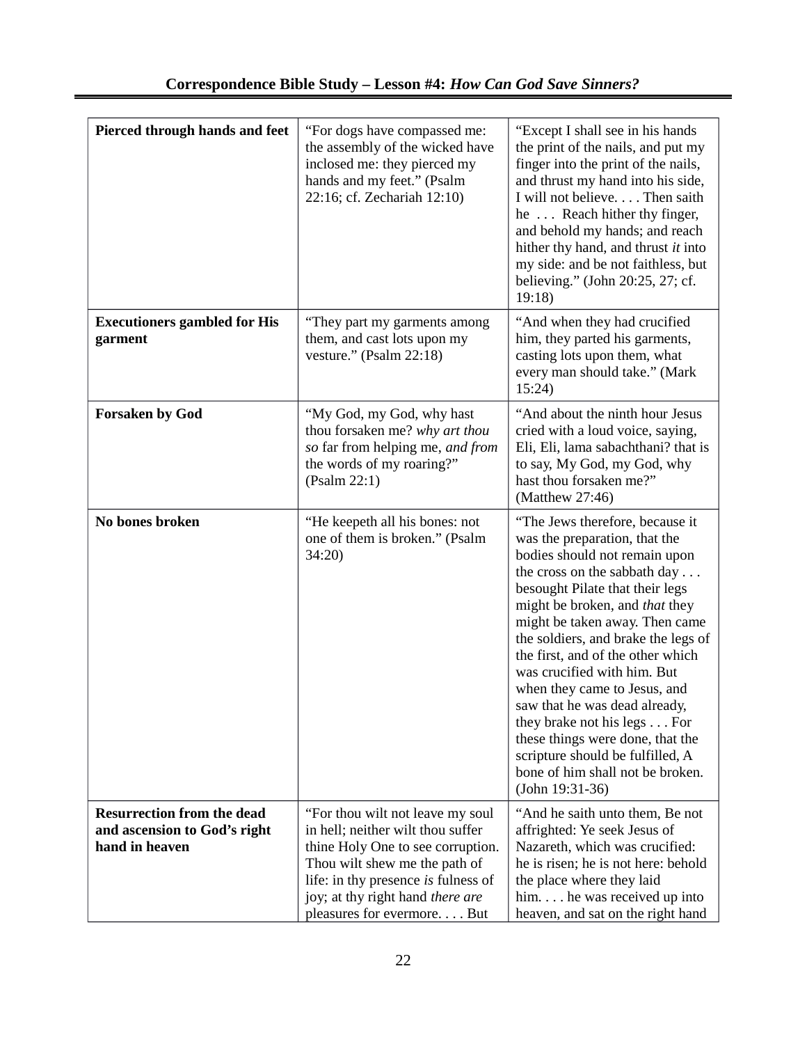| **Pierced through hands and feet** | "For dogs have compassed me: the assembly of the wicked have inclosed me: they pierced my hands and my feet." (Psalm 22:16; cf. Zechariah 12:10) | "Except I shall see in his hands the print of the nails, and put my finger into the print of the nails, and thrust my hand into his side, I will not believe. . . . Then saith he . . . Reach hither thy finger, and behold my hands; and reach hither thy hand, and thrust *it* into my side: and be not faithless, but believing." (John 20:25, 27; cf. 19:18) |
|---|---|---|
| **Executioners gambled for His garment** | "They part my garments among them, and cast lots upon my vesture." (Psalm 22:18) | "And when they had crucified him, they parted his garments, casting lots upon them, what every man should take." (Mark 15:24) |
| **Forsaken by God** | "My God, my God, why hast thou forsaken me? *why art thou so* far from helping me, *and from* the words of my roaring?" (Psalm 22:1) | "And about the ninth hour Jesus cried with a loud voice, saying, Eli, Eli, lama sabachthani? that is to say, My God, my God, why hast thou forsaken me?" (Matthew 27:46) |
| **No bones broken** | "He keepeth all his bones: not one of them is broken." (Psalm 34:20) | "The Jews therefore, because it was the preparation, that the bodies should not remain upon the cross on the sabbath day . . . besought Pilate that their legs might be broken, and *that* they might be taken away. Then came the soldiers, and brake the legs of the first, and of the other which was crucified with him. But when they came to Jesus, and saw that he was dead already, they brake not his legs . . . For these things were done, that the scripture should be fulfilled, A bone of him shall not be broken. (John 19:31-36) |
| **Resurrection from the dead and ascension to God's right hand in heaven** | "For thou wilt not leave my soul in hell; neither wilt thou suffer thine Holy One to see corruption. Thou wilt shew me the path of life: in thy presence *is* fulness of joy; at thy right hand *there are* pleasures for evermore. . . . But | "And he saith unto them, Be not affrighted: Ye seek Jesus of Nazareth, which was crucified: he is risen; he is not here: behold the place where they laid him. . . . he was received up into heaven, and sat on the right hand |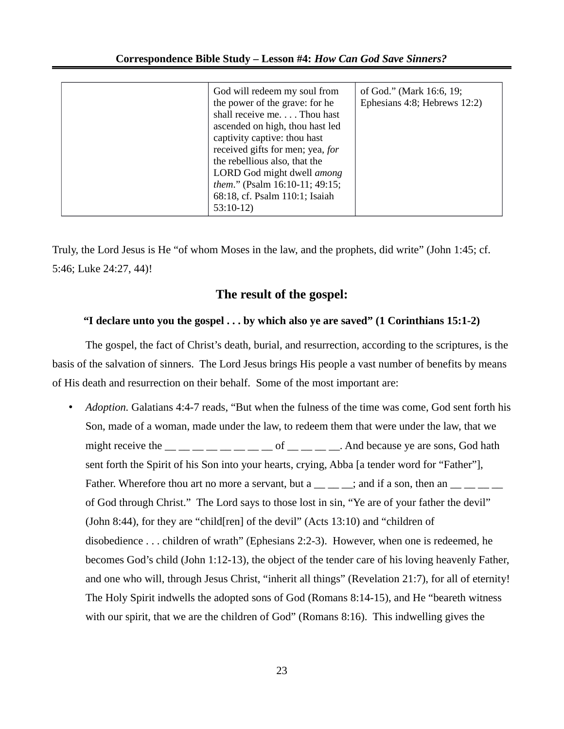| | God will redeem my soul from the power of the grave: for he shall receive me. . . . Thou hast ascended on high, thou hast led captivity captive: thou hast received gifts for men; yea, *for* the rebellious also, that the LORD God might dwell *among them*." (Psalm 16:10-11; 49:15; 68:18, cf. Psalm 110:1; Isaiah 53:10-12) | of God." (Mark 16:6, 19; Ephesians 4:8; Hebrews 12:2) |
|---|---|---|

Truly, the Lord Jesus is He "of whom Moses in the law, and the prophets, did write" (John 1:45; cf. 5:46; Luke 24:27, 44)!

## The result of the gospel:

**"I declare unto you the gospel . . . by which also ye are saved" (1 Corinthians 15:1-2)**

The gospel, the fact of Christ's death, burial, and resurrection, according to the scriptures, is the basis of the salvation of sinners. The Lord Jesus brings His people a vast number of benefits by means of His death and resurrection on their behalf. Some of the most important are:

- *Adoption.* Galatians 4:4-7 reads, "But when the fulness of the time was come, God sent forth his Son, made of a woman, made under the law, to redeem them that were under the law, that we might receive the __ __ __ __ __ __ __ __ of __ __ __ __. And because ye are sons, God hath sent forth the Spirit of his Son into your hearts, crying, Abba [a tender word for "Father"], Father. Wherefore thou art no more a servant, but a __ __ __; and if a son, then an __ __ __ __ of God through Christ." The Lord says to those lost in sin, "Ye are of your father the devil" (John 8:44), for they are "child[ren] of the devil" (Acts 13:10) and "children of disobedience . . . children of wrath" (Ephesians 2:2-3). However, when one is redeemed, he becomes God's child (John 1:12-13), the object of the tender care of his loving heavenly Father, and one who will, through Jesus Christ, "inherit all things" (Revelation 21:7), for all of eternity! The Holy Spirit indwells the adopted sons of God (Romans 8:14-15), and He "beareth witness with our spirit, that we are the children of God" (Romans 8:16). This indwelling gives the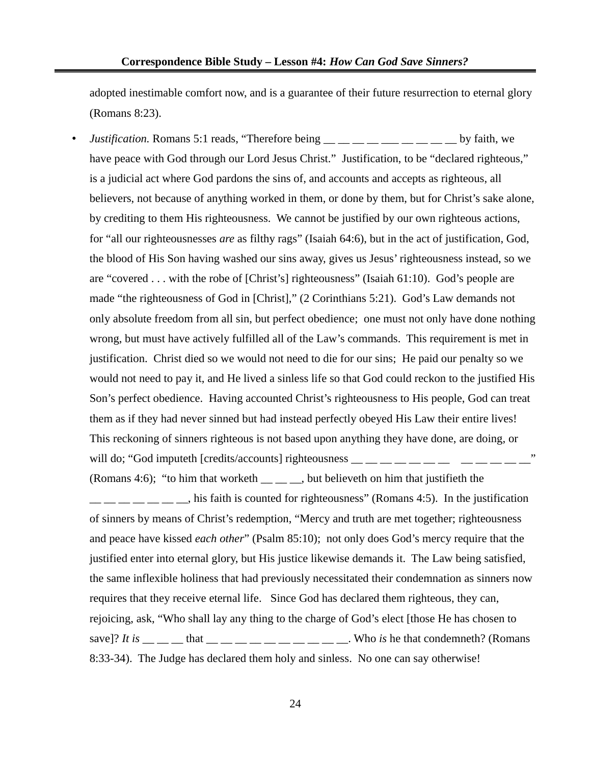adopted inestimable comfort now, and is a guarantee of their future resurrection to eternal glory (Romans 8:23).

- *Justification.* Romans 5:1 reads, "Therefore being __ __ __ __ ___ __ __ __ __ by faith, we have peace with God through our Lord Jesus Christ." Justification, to be "declared righteous," is a judicial act where God pardons the sins of, and accounts and accepts as righteous, all believers, not because of anything worked in them, or done by them, but for Christ's sake alone, by crediting to them His righteousness. We cannot be justified by our own righteous actions, for "all our righteousnesses *are* as filthy rags" (Isaiah 64:6), but in the act of justification, God, the blood of His Son having washed our sins away, gives us Jesus' righteousness instead, so we are "covered . . . with the robe of [Christ's] righteousness" (Isaiah 61:10). God's people are made "the righteousness of God in [Christ]," (2 Corinthians 5:21). God's Law demands not only absolute freedom from all sin, but perfect obedience; one must not only have done nothing wrong, but must have actively fulfilled all of the Law's commands. This requirement is met in justification. Christ died so we would not need to die for our sins; He paid our penalty so we would not need to pay it, and He lived a sinless life so that God could reckon to the justified His Son's perfect obedience. Having accounted Christ's righteousness to His people, God can treat them as if they had never sinned but had instead perfectly obeyed His Law their entire lives! This reckoning of sinners righteous is not based upon anything they have done, are doing, or will do; "God imputeth [credits/accounts] righteousness __ __ __ __ __ __ __ __ __ __ __ __" (Romans 4:6); "to him that worketh __ __ __, but believeth on him that justifieth the __ __ __ __ __ __ __, his faith is counted for righteousness" (Romans 4:5). In the justification of sinners by means of Christ's redemption, "Mercy and truth are met together; righteousness and peace have kissed *each other*" (Psalm 85:10); not only does God's mercy require that the justified enter into eternal glory, but His justice likewise demands it. The Law being satisfied, the same inflexible holiness that had previously necessitated their condemnation as sinners now requires that they receive eternal life. Since God has declared them righteous, they can, rejoicing, ask, "Who shall lay any thing to the charge of God's elect [those He has chosen to save]? *It is* __ __ __ that __ __ __ __ __ __ __ __ __ __. Who *is* he that condemneth? (Romans 8:33-34). The Judge has declared them holy and sinless. No one can say otherwise!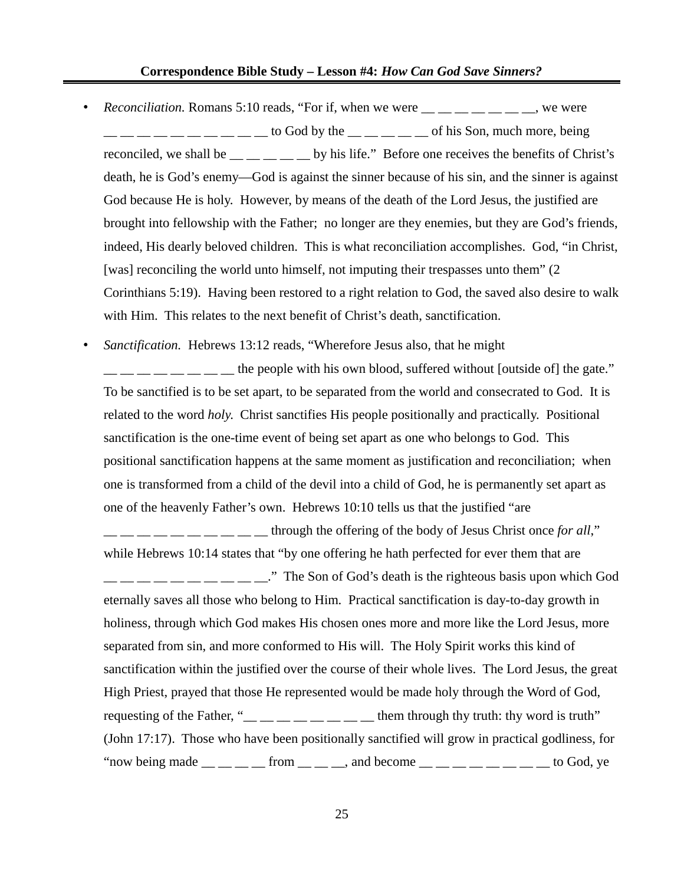- *Reconciliation.* Romans 5:10 reads, "For if, when we were __ __ __ __ __ __ __, we were __ __ __ __ __ __ __ __ __ __ __ to God by the __ __ __ __ __ of his Son, much more, being reconciled, we shall be __ __ __ __ __ by his life." Before one receives the benefits of Christ's death, he is God's enemy—God is against the sinner because of his sin, and the sinner is against God because He is holy. However, by means of the death of the Lord Jesus, the justified are brought into fellowship with the Father; no longer are they enemies, but they are God's friends, indeed, His dearly beloved children. This is what reconciliation accomplishes. God, "in Christ, [was] reconciling the world unto himself, not imputing their trespasses unto them" (2 Corinthians 5:19). Having been restored to a right relation to God, the saved also desire to walk with Him. This relates to the next benefit of Christ's death, sanctification.

- *Sanctification.* Hebrews 13:12 reads, "Wherefore Jesus also, that he might __ __ __ __ __ __ __ __ __ the people with his own blood, suffered without [outside of] the gate." To be sanctified is to be set apart, to be separated from the world and consecrated to God. It is related to the word *holy.* Christ sanctifies His people positionally and practically. Positional sanctification is the one-time event of being set apart as one who belongs to God. This positional sanctification happens at the same moment as justification and reconciliation; when one is transformed from a child of the devil into a child of God, he is permanently set apart as one of the heavenly Father's own. Hebrews 10:10 tells us that the justified "are __ __ __ __ __ __ __ __ __ __ __ through the offering of the body of Jesus Christ once *for all*," while Hebrews 10:14 states that "by one offering he hath perfected for ever them that are __ __ __ __ __ __ __ __ __ __ __." The Son of God's death is the righteous basis upon which God eternally saves all those who belong to Him. Practical sanctification is day-to-day growth in holiness, through which God makes His chosen ones more and more like the Lord Jesus, more separated from sin, and more conformed to His will. The Holy Spirit works this kind of sanctification within the justified over the course of their whole lives. The Lord Jesus, the great High Priest, prayed that those He represented would be made holy through the Word of God, requesting of the Father, "__ __ __ __ __ __ __ __ __ them through thy truth: thy word is truth" (John 17:17). Those who have been positionally sanctified will grow in practical godliness, for "now being made __ __ __ __ from __ __ __, and become __ __ __ __ __ __ __ __ __ to God, ye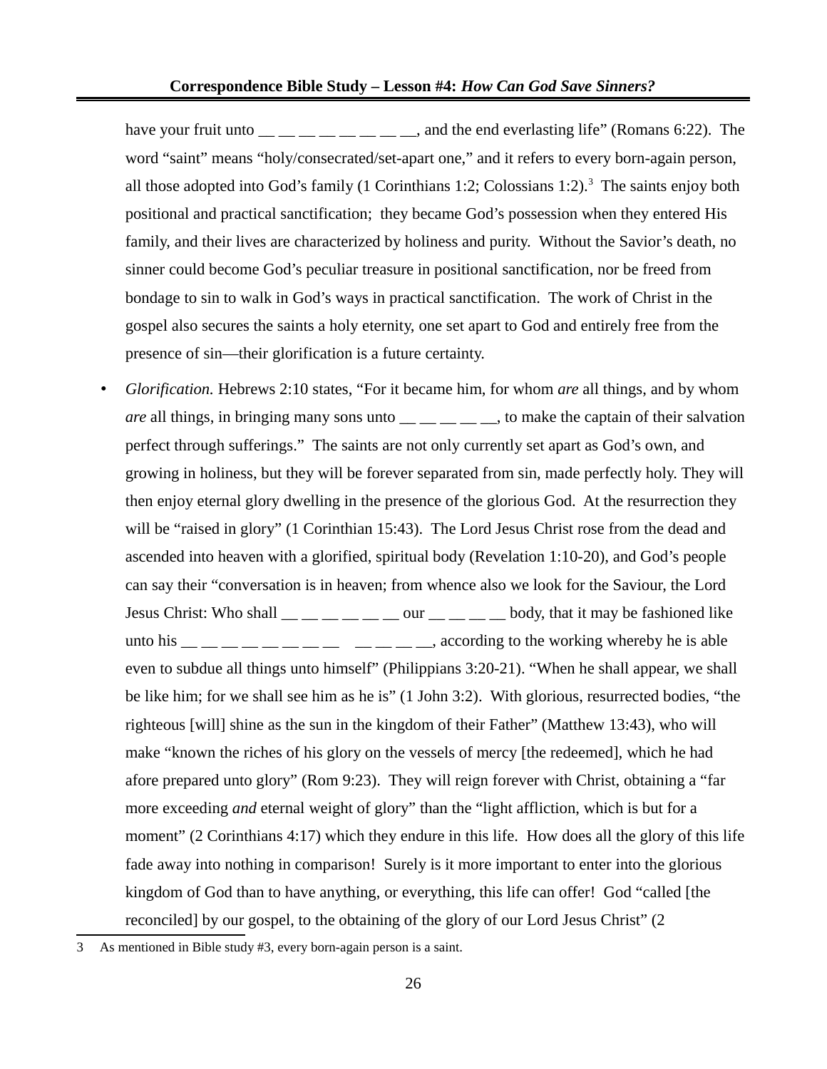have your fruit unto __ __ __ __ __ __ __ __, and the end everlasting life" (Romans 6:22). The word "saint" means "holy/consecrated/set-apart one," and it refers to every born-again person, all those adopted into God's family (1 Corinthians 1:2; Colossians 1:2).[3] The saints enjoy both positional and practical sanctification; they became God's possession when they entered His family, and their lives are characterized by holiness and purity. Without the Savior's death, no sinner could become God's peculiar treasure in positional sanctification, nor be freed from bondage to sin to walk in God's ways in practical sanctification. The work of Christ in the gospel also secures the saints a holy eternity, one set apart to God and entirely free from the presence of sin—their glorification is a future certainty.

- *Glorification.* Hebrews 2:10 states, "For it became him, for whom *are* all things, and by whom *are* all things, in bringing many sons unto __ __ __ __ __, to make the captain of their salvation perfect through sufferings." The saints are not only currently set apart as God's own, and growing in holiness, but they will be forever separated from sin, made perfectly holy. They will then enjoy eternal glory dwelling in the presence of the glorious God. At the resurrection they will be "raised in glory" (1 Corinthian 15:43). The Lord Jesus Christ rose from the dead and ascended into heaven with a glorified, spiritual body (Revelation 1:10-20), and God's people can say their "conversation is in heaven; from whence also we look for the Saviour, the Lord Jesus Christ: Who shall __ __ __ __ __ __ our __ __ __ __ body, that it may be fashioned like unto his __ __ __ __ __ __ __ __ __ __ __ __, according to the working whereby he is able even to subdue all things unto himself" (Philippians 3:20-21). "When he shall appear, we shall be like him; for we shall see him as he is" (1 John 3:2). With glorious, resurrected bodies, "the righteous [will] shine as the sun in the kingdom of their Father" (Matthew 13:43), who will make "known the riches of his glory on the vessels of mercy [the redeemed], which he had afore prepared unto glory" (Rom 9:23). They will reign forever with Christ, obtaining a "far more exceeding *and* eternal weight of glory" than the "light affliction, which is but for a moment" (2 Corinthians 4:17) which they endure in this life. How does all the glory of this life fade away into nothing in comparison! Surely is it more important to enter into the glorious kingdom of God than to have anything, or everything, this life can offer! God "called [the reconciled] by our gospel, to the obtaining of the glory of our Lord Jesus Christ" (2

---

3 As mentioned in Bible study #3, every born-again person is a saint.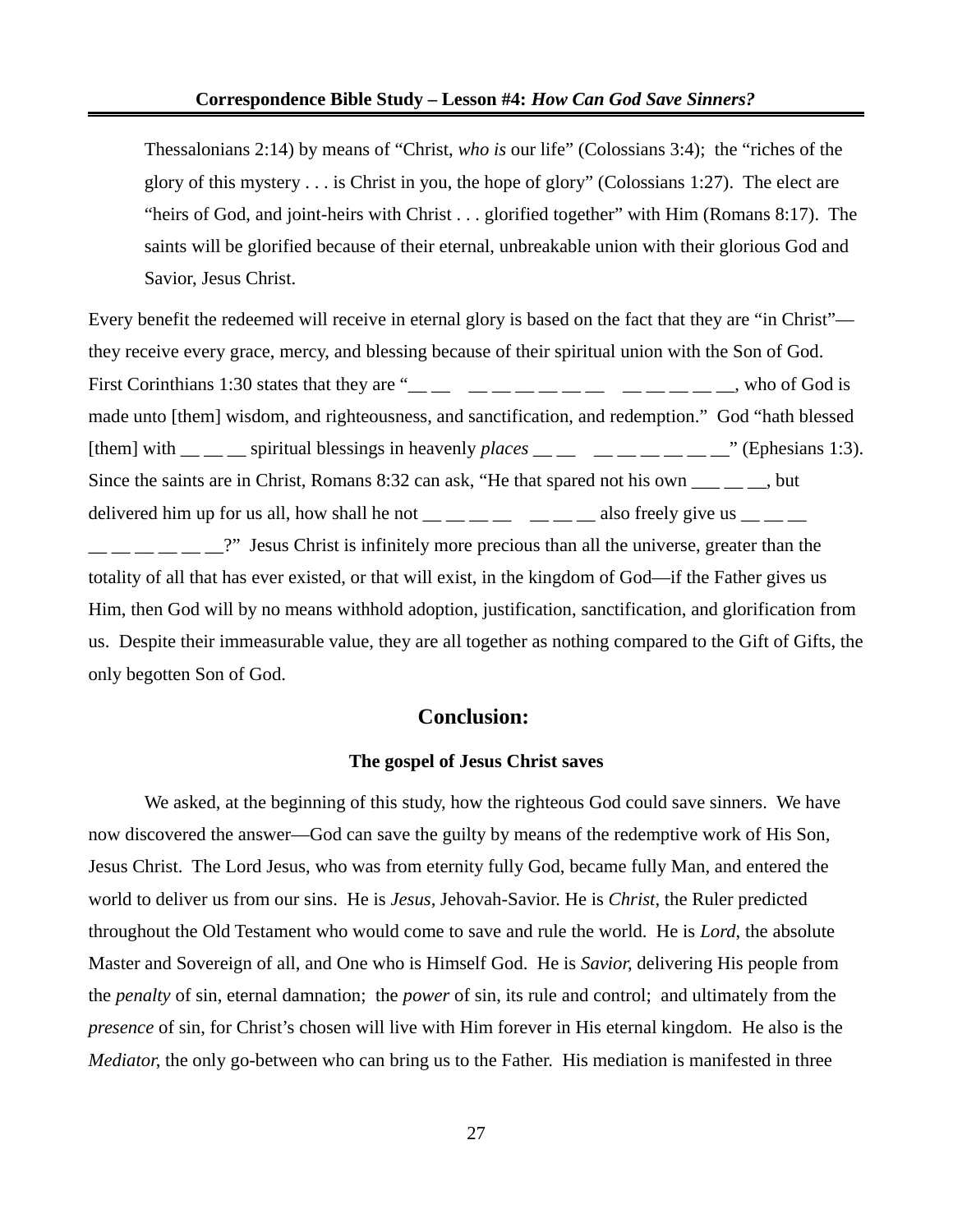> Thessalonians 2:14) by means of "Christ, *who is* our life" (Colossians 3:4); the "riches of the glory of this mystery . . . is Christ in you, the hope of glory" (Colossians 1:27). The elect are "heirs of God, and joint-heirs with Christ . . . glorified together" with Him (Romans 8:17). The saints will be glorified because of their eternal, unbreakable union with their glorious God and Savior, Jesus Christ.

Every benefit the redeemed will receive in eternal glory is based on the fact that they are "in Christ"—they receive every grace, mercy, and blessing because of their spiritual union with the Son of God. First Corinthians 1:30 states that they are "__ __ &nbsp; __ __ __ __ __ __ &nbsp; __ __ __ __ __, who of God is made unto [them] wisdom, and righteousness, and sanctification, and redemption." God "hath blessed [them] with __ __ __ spiritual blessings in heavenly *places* __ __ &nbsp; __ __ __ __ __ __" (Ephesians 1:3). Since the saints are in Christ, Romans 8:32 can ask, "He that spared not his own ___ __ __, but delivered him up for us all, how shall he not __ __ __ __ &nbsp; __ __ __ also freely give us __ __ __ __ __ __ __ __ __?" Jesus Christ is infinitely more precious than all the universe, greater than the totality of all that has ever existed, or that will exist, in the kingdom of God—if the Father gives us Him, then God will by no means withhold adoption, justification, sanctification, and glorification from us. Despite their immeasurable value, they are all together as nothing compared to the Gift of Gifts, the only begotten Son of God.

## Conclusion:

### The gospel of Jesus Christ saves

We asked, at the beginning of this study, how the righteous God could save sinners. We have now discovered the answer—God can save the guilty by means of the redemptive work of His Son, Jesus Christ. The Lord Jesus, who was from eternity fully God, became fully Man, and entered the world to deliver us from our sins. He is *Jesus*, Jehovah-Savior. He is *Christ*, the Ruler predicted throughout the Old Testament who would come to save and rule the world. He is *Lord*, the absolute Master and Sovereign of all, and One who is Himself God. He is *Savior*, delivering His people from the *penalty* of sin, eternal damnation; the *power* of sin, its rule and control; and ultimately from the *presence* of sin, for Christ's chosen will live with Him forever in His eternal kingdom. He also is the *Mediator*, the only go-between who can bring us to the Father. His mediation is manifested in three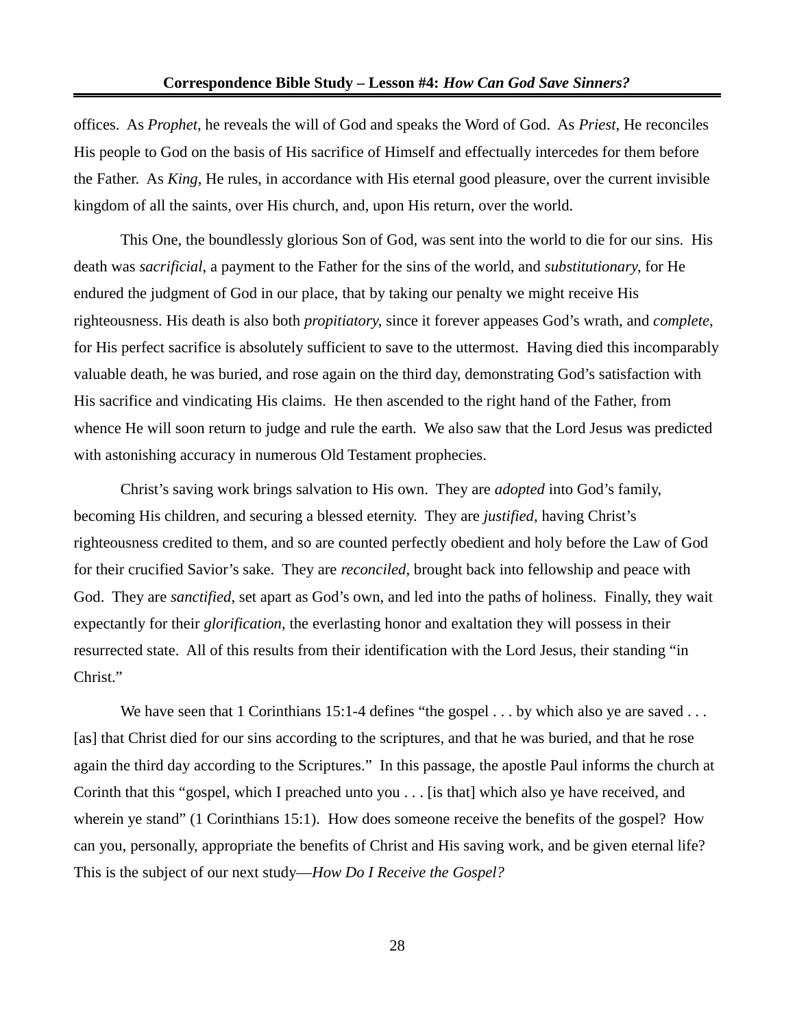offices. As *Prophet*, he reveals the will of God and speaks the Word of God. As *Priest*, He reconciles His people to God on the basis of His sacrifice of Himself and effectually intercedes for them before the Father. As *King*, He rules, in accordance with His eternal good pleasure, over the current invisible kingdom of all the saints, over His church, and, upon His return, over the world.

This One, the boundlessly glorious Son of God, was sent into the world to die for our sins. His death was *sacrificial*, a payment to the Father for the sins of the world, and *substitutionary*, for He endured the judgment of God in our place, that by taking our penalty we might receive His righteousness. His death is also both *propitiatory*, since it forever appeases God's wrath, and *complete*, for His perfect sacrifice is absolutely sufficient to save to the uttermost. Having died this incomparably valuable death, he was buried, and rose again on the third day, demonstrating God's satisfaction with His sacrifice and vindicating His claims. He then ascended to the right hand of the Father, from whence He will soon return to judge and rule the earth. We also saw that the Lord Jesus was predicted with astonishing accuracy in numerous Old Testament prophecies.

Christ's saving work brings salvation to His own. They are *adopted* into God's family, becoming His children, and securing a blessed eternity. They are *justified*, having Christ's righteousness credited to them, and so are counted perfectly obedient and holy before the Law of God for their crucified Savior's sake. They are *reconciled*, brought back into fellowship and peace with God. They are *sanctified*, set apart as God's own, and led into the paths of holiness. Finally, they wait expectantly for their *glorification*, the everlasting honor and exaltation they will possess in their resurrected state. All of this results from their identification with the Lord Jesus, their standing "in Christ."

We have seen that 1 Corinthians 15:1-4 defines "the gospel . . . by which also ye are saved . . . [as] that Christ died for our sins according to the scriptures, and that he was buried, and that he rose again the third day according to the Scriptures." In this passage, the apostle Paul informs the church at Corinth that this "gospel, which I preached unto you . . . [is that] which also ye have received, and wherein ye stand" (1 Corinthians 15:1). How does someone receive the benefits of the gospel? How can you, personally, appropriate the benefits of Christ and His saving work, and be given eternal life? This is the subject of our next study—*How Do I Receive the Gospel?*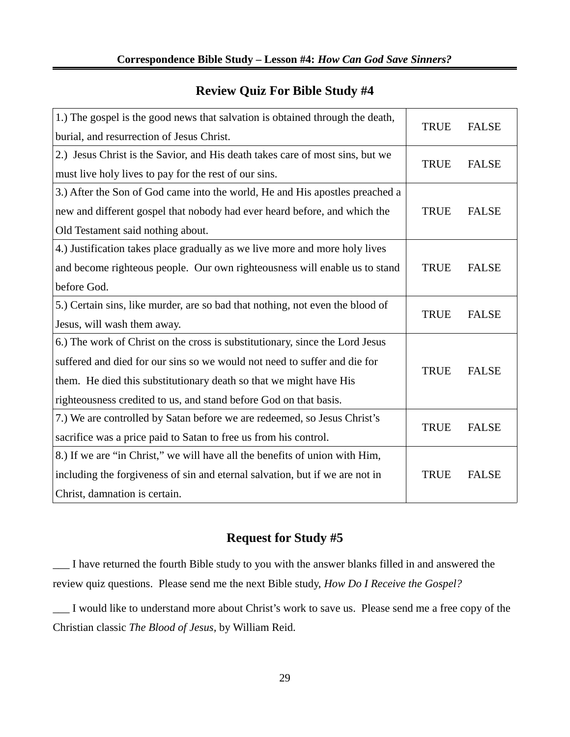## Review Quiz For Bible Study #4

| | |
|---|---|
| 1.) The gospel is the good news that salvation is obtained through the death, burial, and resurrection of Jesus Christ. | TRUE FALSE |
| 2.) Jesus Christ is the Savior, and His death takes care of most sins, but we must live holy lives to pay for the rest of our sins. | TRUE FALSE |
| 3.) After the Son of God came into the world, He and His apostles preached a new and different gospel that nobody had ever heard before, and which the Old Testament said nothing about. | TRUE FALSE |
| 4.) Justification takes place gradually as we live more and more holy lives and become righteous people. Our own righteousness will enable us to stand before God. | TRUE FALSE |
| 5.) Certain sins, like murder, are so bad that nothing, not even the blood of Jesus, will wash them away. | TRUE FALSE |
| 6.) The work of Christ on the cross is substitutionary, since the Lord Jesus suffered and died for our sins so we would not need to suffer and die for them. He died this substitutionary death so that we might have His righteousness credited to us, and stand before God on that basis. | TRUE FALSE |
| 7.) We are controlled by Satan before we are redeemed, so Jesus Christ's sacrifice was a price paid to Satan to free us from his control. | TRUE FALSE |
| 8.) If we are "in Christ," we will have all the benefits of union with Him, including the forgiveness of sin and eternal salvation, but if we are not in Christ, damnation is certain. | TRUE FALSE |

## Request for Study #5

___ I have returned the fourth Bible study to you with the answer blanks filled in and answered the review quiz questions. Please send me the next Bible study, *How Do I Receive the Gospel?*

___ I would like to understand more about Christ's work to save us. Please send me a free copy of the Christian classic *The Blood of Jesus*, by William Reid.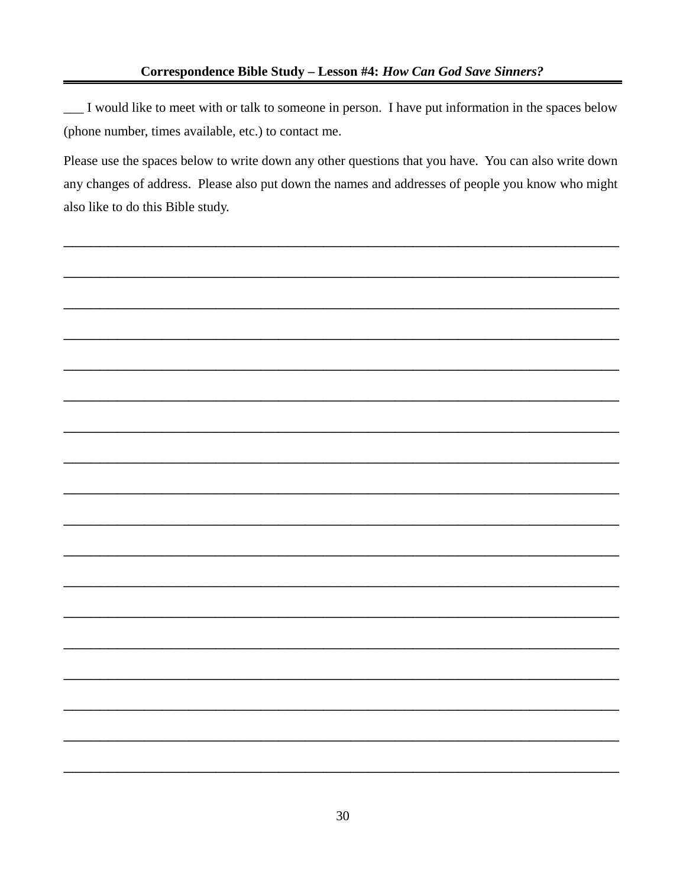___ I would like to meet with or talk to someone in person. I have put information in the spaces below (phone number, times available, etc.) to contact me.

Please use the spaces below to write down any other questions that you have. You can also write down any changes of address. Please also put down the names and addresses of people you know who might also like to do this Bible study.

______________________________________________________________________________

______________________________________________________________________________

______________________________________________________________________________

______________________________________________________________________________

______________________________________________________________________________

______________________________________________________________________________

______________________________________________________________________________

______________________________________________________________________________

______________________________________________________________________________

______________________________________________________________________________

______________________________________________________________________________

______________________________________________________________________________

______________________________________________________________________________

______________________________________________________________________________

______________________________________________________________________________

______________________________________________________________________________

______________________________________________________________________________

______________________________________________________________________________